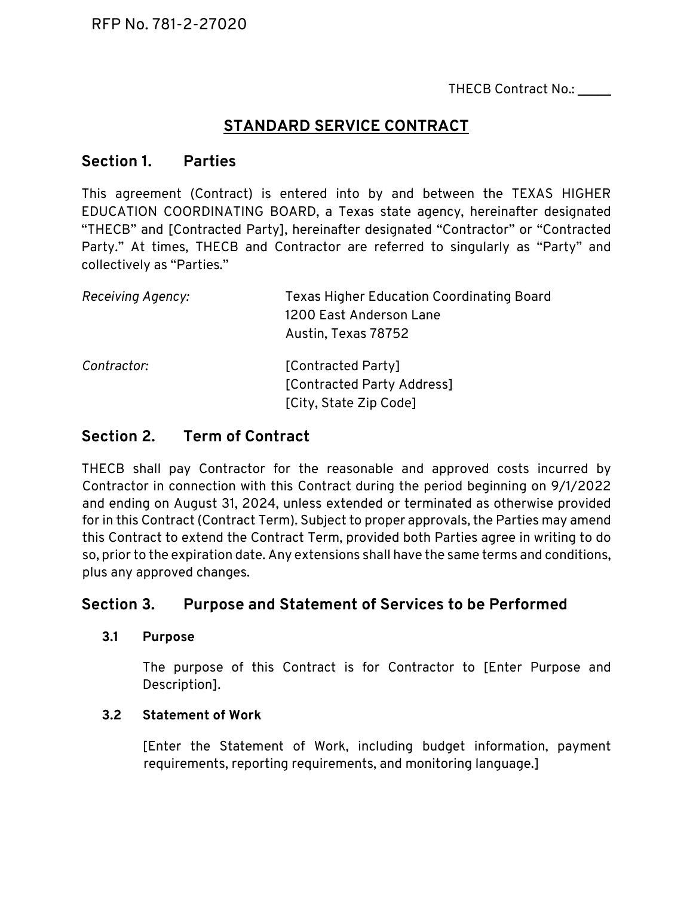RFP No. 781-2-27020

THECB Contract No.: _____

# STANDARD SERVICE CONTRACT

## Section 1. Parties

This agreement (Contract) is entered into by and between the TEXAS HIGHER EDUCATION COORDINATING BOARD, a Texas state agency, hereinafter designated “THECB” and [Contracted Party], hereinafter designated “Contractor” or “Contracted Party.” At times, THECB and Contractor are referred to singularly as “Party” and collectively as “Parties.”

*Receiving Agency:* Texas Higher Education Coordinating Board
1200 East Anderson Lane
Austin, Texas 78752

*Contractor:* [Contracted Party]
[Contracted Party Address]
[City, State Zip Code]

## Section 2. Term of Contract

THECB shall pay Contractor for the reasonable and approved costs incurred by Contractor in connection with this Contract during the period beginning on 9/1/2022 and ending on August 31, 2024, unless extended or terminated as otherwise provided for in this Contract (Contract Term). Subject to proper approvals, the Parties may amend this Contract to extend the Contract Term, provided both Parties agree in writing to do so, prior to the expiration date. Any extensions shall have the same terms and conditions, plus any approved changes.

## Section 3. Purpose and Statement of Services to be Performed

### 3.1 Purpose

The purpose of this Contract is for Contractor to [Enter Purpose and Description].

### 3.2 Statement of Work

[Enter the Statement of Work, including budget information, payment requirements, reporting requirements, and monitoring language.]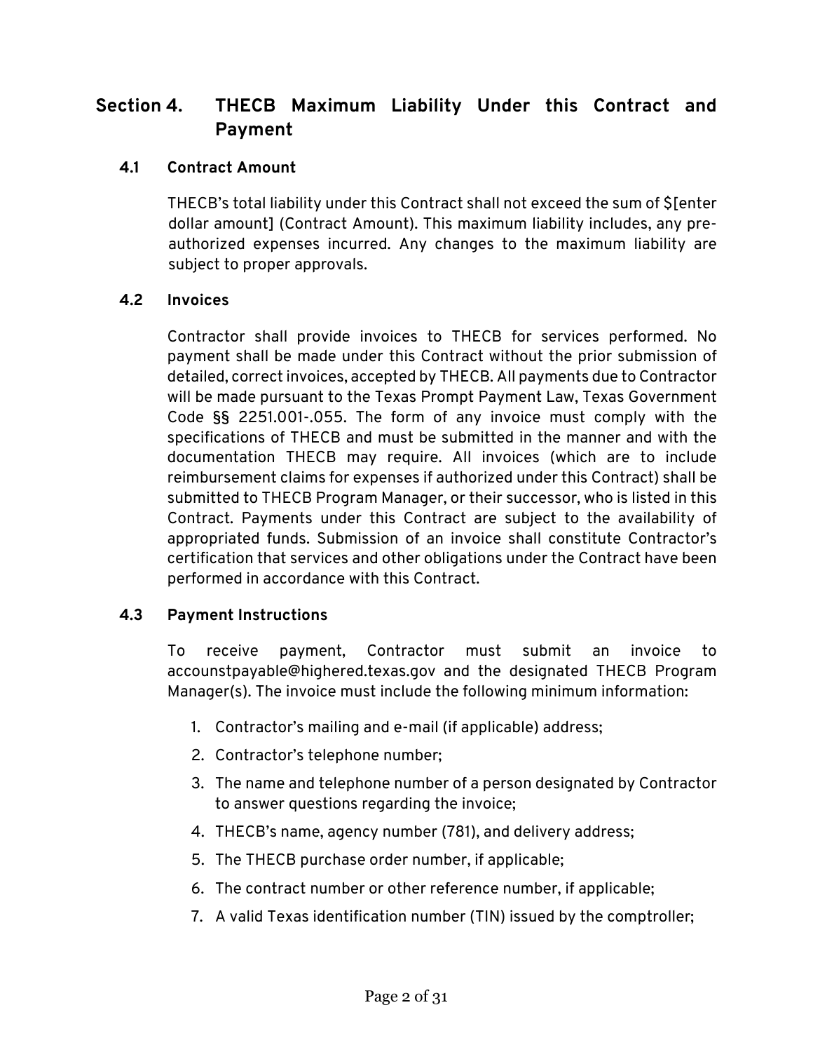## Section 4. THECB Maximum Liability Under this Contract and Payment

### 4.1 Contract Amount

THECB's total liability under this Contract shall not exceed the sum of $[enter dollar amount] (Contract Amount). This maximum liability includes, any pre-authorized expenses incurred. Any changes to the maximum liability are subject to proper approvals.

### 4.2 Invoices

Contractor shall provide invoices to THECB for services performed. No payment shall be made under this Contract without the prior submission of detailed, correct invoices, accepted by THECB. All payments due to Contractor will be made pursuant to the Texas Prompt Payment Law, Texas Government Code §§ 2251.001-.055. The form of any invoice must comply with the specifications of THECB and must be submitted in the manner and with the documentation THECB may require. All invoices (which are to include reimbursement claims for expenses if authorized under this Contract) shall be submitted to THECB Program Manager, or their successor, who is listed in this Contract. Payments under this Contract are subject to the availability of appropriated funds. Submission of an invoice shall constitute Contractor's certification that services and other obligations under the Contract have been performed in accordance with this Contract.

### 4.3 Payment Instructions

To receive payment, Contractor must submit an invoice to accounstpayable@highered.texas.gov and the designated THECB Program Manager(s). The invoice must include the following minimum information:

1. Contractor's mailing and e-mail (if applicable) address;
2. Contractor's telephone number;
3. The name and telephone number of a person designated by Contractor to answer questions regarding the invoice;
4. THECB's name, agency number (781), and delivery address;
5. The THECB purchase order number, if applicable;
6. The contract number or other reference number, if applicable;
7. A valid Texas identification number (TIN) issued by the comptroller;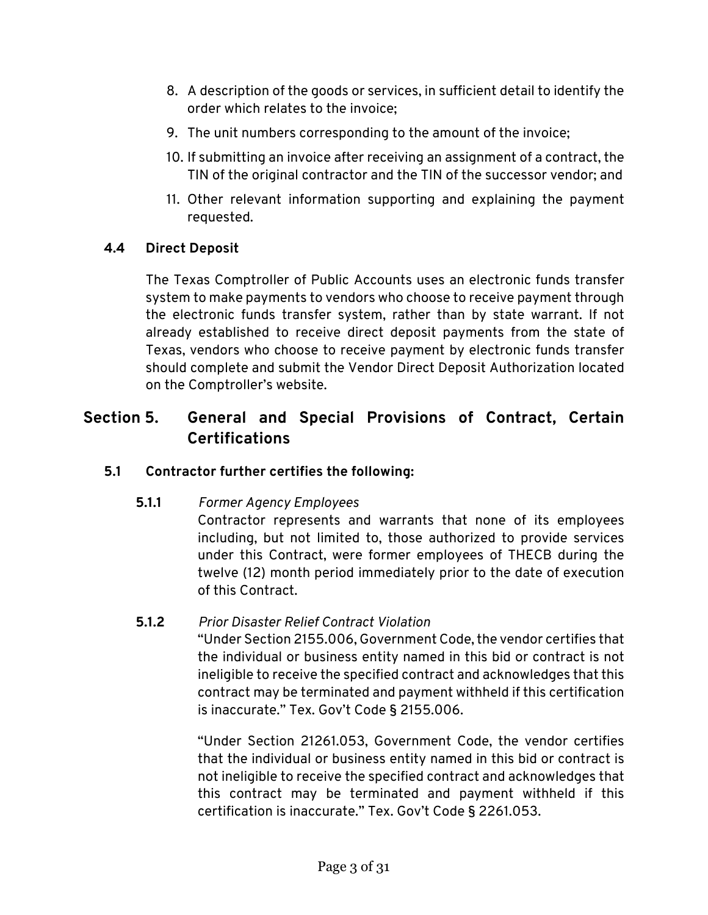8. A description of the goods or services, in sufficient detail to identify the order which relates to the invoice;
9. The unit numbers corresponding to the amount of the invoice;
10. If submitting an invoice after receiving an assignment of a contract, the TIN of the original contractor and the TIN of the successor vendor; and
11. Other relevant information supporting and explaining the payment requested.

### 4.4 Direct Deposit

The Texas Comptroller of Public Accounts uses an electronic funds transfer system to make payments to vendors who choose to receive payment through the electronic funds transfer system, rather than by state warrant. If not already established to receive direct deposit payments from the state of Texas, vendors who choose to receive payment by electronic funds transfer should complete and submit the Vendor Direct Deposit Authorization located on the Comptroller's website.

## Section 5. General and Special Provisions of Contract, Certain Certifications

### 5.1 Contractor further certifies the following:

**5.1.1** *Former Agency Employees*

Contractor represents and warrants that none of its employees including, but not limited to, those authorized to provide services under this Contract, were former employees of THECB during the twelve (12) month period immediately prior to the date of execution of this Contract.

**5.1.2** *Prior Disaster Relief Contract Violation*

"Under Section 2155.006, Government Code, the vendor certifies that the individual or business entity named in this bid or contract is not ineligible to receive the specified contract and acknowledges that this contract may be terminated and payment withheld if this certification is inaccurate." Tex. Gov't Code § 2155.006.

"Under Section 21261.053, Government Code, the vendor certifies that the individual or business entity named in this bid or contract is not ineligible to receive the specified contract and acknowledges that this contract may be terminated and payment withheld if this certification is inaccurate." Tex. Gov't Code § 2261.053.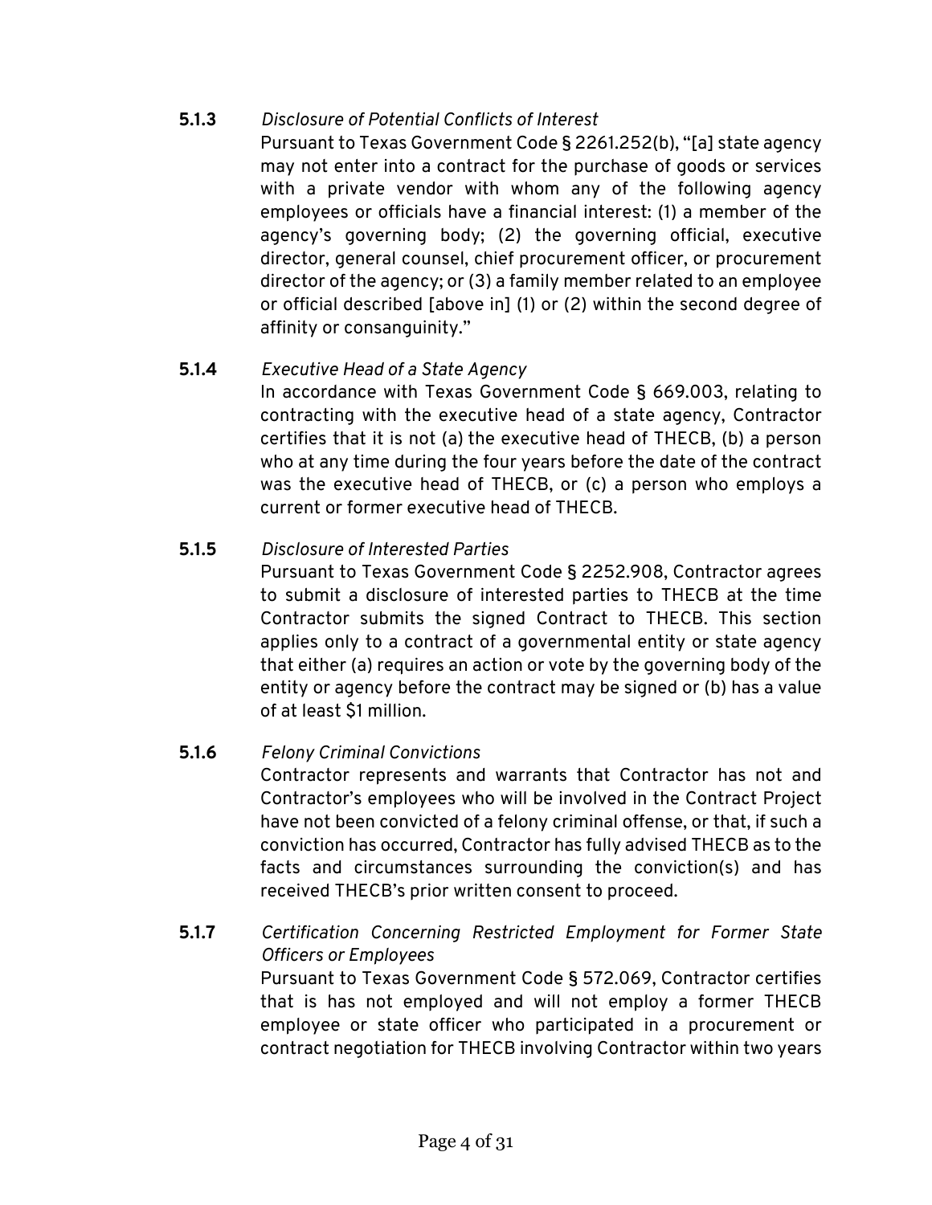**5.1.3** *Disclosure of Potential Conflicts of Interest*

Pursuant to Texas Government Code § 2261.252(b), "[a] state agency may not enter into a contract for the purchase of goods or services with a private vendor with whom any of the following agency employees or officials have a financial interest: (1) a member of the agency's governing body; (2) the governing official, executive director, general counsel, chief procurement officer, or procurement director of the agency; or (3) a family member related to an employee or official described [above in] (1) or (2) within the second degree of affinity or consanguinity."

**5.1.4** *Executive Head of a State Agency*

In accordance with Texas Government Code § 669.003, relating to contracting with the executive head of a state agency, Contractor certifies that it is not (a) the executive head of THECB, (b) a person who at any time during the four years before the date of the contract was the executive head of THECB, or (c) a person who employs a current or former executive head of THECB.

**5.1.5** *Disclosure of Interested Parties*

Pursuant to Texas Government Code § 2252.908, Contractor agrees to submit a disclosure of interested parties to THECB at the time Contractor submits the signed Contract to THECB. This section applies only to a contract of a governmental entity or state agency that either (a) requires an action or vote by the governing body of the entity or agency before the contract may be signed or (b) has a value of at least $1 million.

**5.1.6** *Felony Criminal Convictions*

Contractor represents and warrants that Contractor has not and Contractor's employees who will be involved in the Contract Project have not been convicted of a felony criminal offense, or that, if such a conviction has occurred, Contractor has fully advised THECB as to the facts and circumstances surrounding the conviction(s) and has received THECB's prior written consent to proceed.

**5.1.7** *Certification Concerning Restricted Employment for Former State Officers or Employees*

Pursuant to Texas Government Code § 572.069, Contractor certifies that is has not employed and will not employ a former THECB employee or state officer who participated in a procurement or contract negotiation for THECB involving Contractor within two years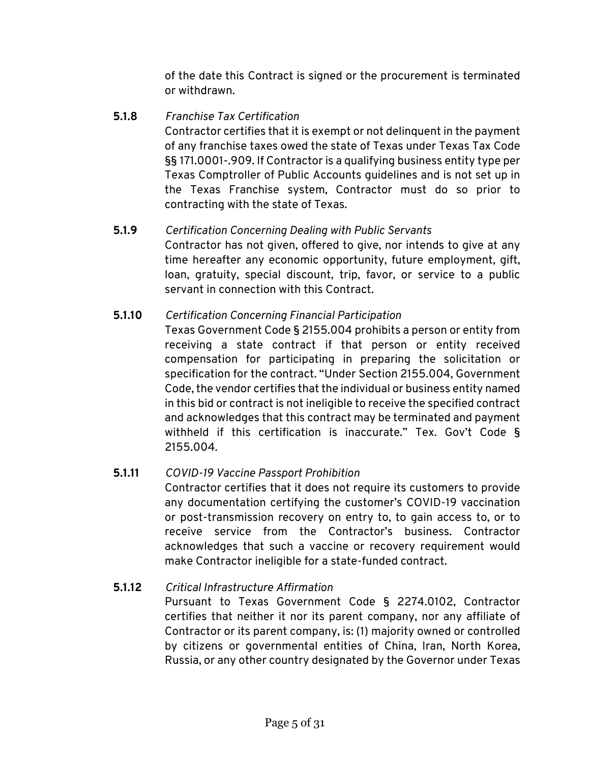of the date this Contract is signed or the procurement is terminated or withdrawn.

**5.1.8** *Franchise Tax Certification*

Contractor certifies that it is exempt or not delinquent in the payment of any franchise taxes owed the state of Texas under Texas Tax Code §§ 171.0001-.909. If Contractor is a qualifying business entity type per Texas Comptroller of Public Accounts guidelines and is not set up in the Texas Franchise system, Contractor must do so prior to contracting with the state of Texas.

**5.1.9** *Certification Concerning Dealing with Public Servants*

Contractor has not given, offered to give, nor intends to give at any time hereafter any economic opportunity, future employment, gift, loan, gratuity, special discount, trip, favor, or service to a public servant in connection with this Contract.

**5.1.10** *Certification Concerning Financial Participation*

Texas Government Code § 2155.004 prohibits a person or entity from receiving a state contract if that person or entity received compensation for participating in preparing the solicitation or specification for the contract. "Under Section 2155.004, Government Code, the vendor certifies that the individual or business entity named in this bid or contract is not ineligible to receive the specified contract and acknowledges that this contract may be terminated and payment withheld if this certification is inaccurate." Tex. Gov't Code § 2155.004.

**5.1.11** *COVID-19 Vaccine Passport Prohibition*

Contractor certifies that it does not require its customers to provide any documentation certifying the customer's COVID-19 vaccination or post-transmission recovery on entry to, to gain access to, or to receive service from the Contractor's business. Contractor acknowledges that such a vaccine or recovery requirement would make Contractor ineligible for a state-funded contract.

**5.1.12** *Critical Infrastructure Affirmation*

Pursuant to Texas Government Code § 2274.0102, Contractor certifies that neither it nor its parent company, nor any affiliate of Contractor or its parent company, is: (1) majority owned or controlled by citizens or governmental entities of China, Iran, North Korea, Russia, or any other country designated by the Governor under Texas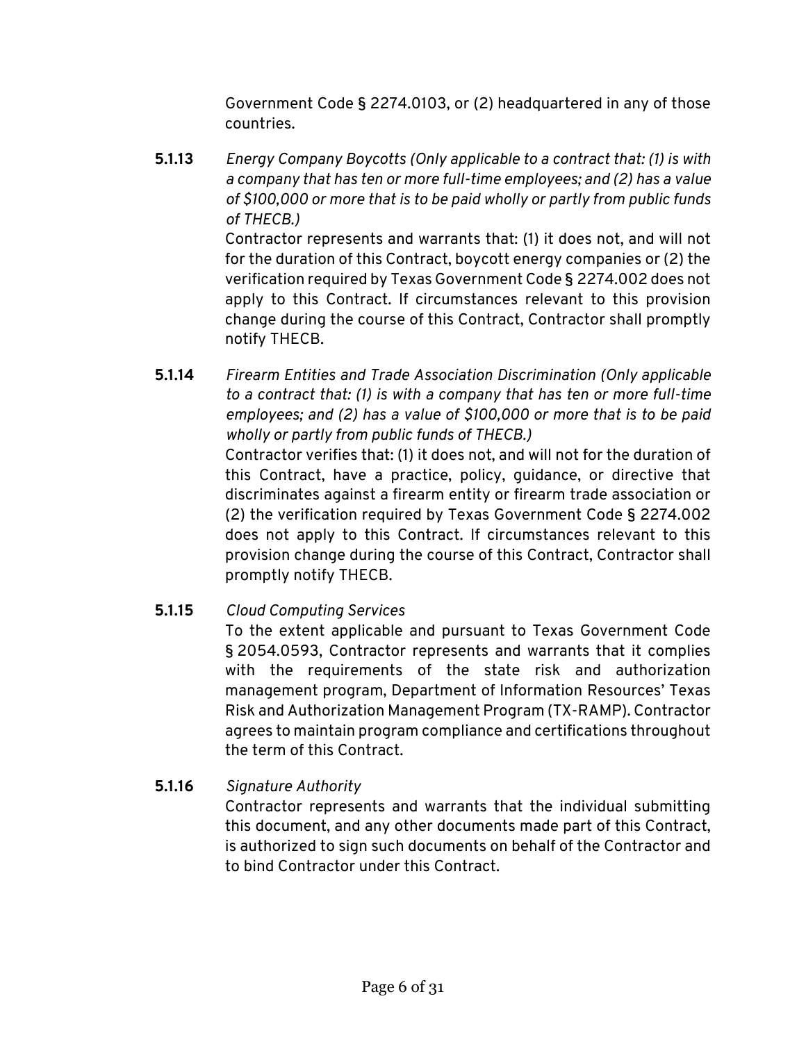Government Code § 2274.0103, or (2) headquartered in any of those countries.

**5.1.13** *Energy Company Boycotts (Only applicable to a contract that: (1) is with a company that has ten or more full-time employees; and (2) has a value of $100,000 or more that is to be paid wholly or partly from public funds of THECB.)*

Contractor represents and warrants that: (1) it does not, and will not for the duration of this Contract, boycott energy companies or (2) the verification required by Texas Government Code § 2274.002 does not apply to this Contract. If circumstances relevant to this provision change during the course of this Contract, Contractor shall promptly notify THECB.

**5.1.14** *Firearm Entities and Trade Association Discrimination (Only applicable to a contract that: (1) is with a company that has ten or more full-time employees; and (2) has a value of $100,000 or more that is to be paid wholly or partly from public funds of THECB.)*

Contractor verifies that: (1) it does not, and will not for the duration of this Contract, have a practice, policy, guidance, or directive that discriminates against a firearm entity or firearm trade association or (2) the verification required by Texas Government Code § 2274.002 does not apply to this Contract. If circumstances relevant to this provision change during the course of this Contract, Contractor shall promptly notify THECB.

**5.1.15** *Cloud Computing Services*

To the extent applicable and pursuant to Texas Government Code § 2054.0593, Contractor represents and warrants that it complies with the requirements of the state risk and authorization management program, Department of Information Resources' Texas Risk and Authorization Management Program (TX-RAMP). Contractor agrees to maintain program compliance and certifications throughout the term of this Contract.

**5.1.16** *Signature Authority*

Contractor represents and warrants that the individual submitting this document, and any other documents made part of this Contract, is authorized to sign such documents on behalf of the Contractor and to bind Contractor under this Contract.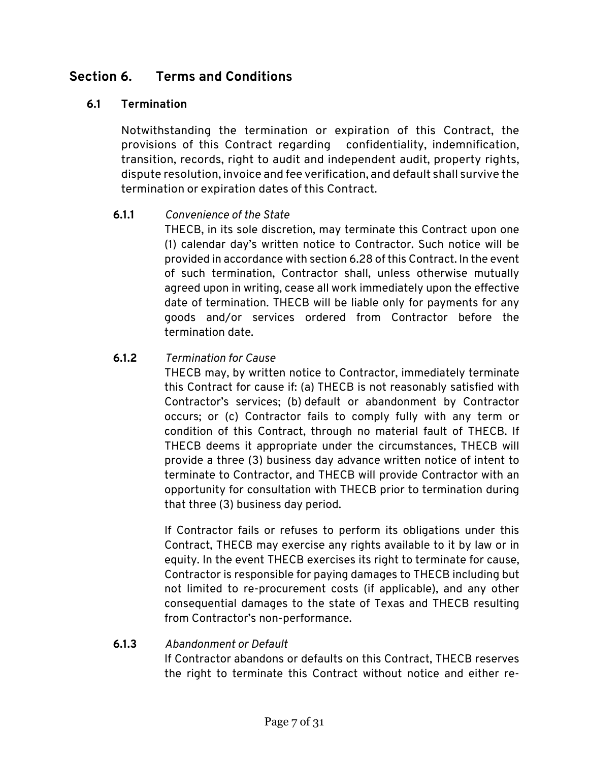## Section 6. Terms and Conditions

### 6.1 Termination

Notwithstanding the termination or expiration of this Contract, the provisions of this Contract regarding confidentiality, indemnification, transition, records, right to audit and independent audit, property rights, dispute resolution, invoice and fee verification, and default shall survive the termination or expiration dates of this Contract.

**6.1.1** *Convenience of the State*

THECB, in its sole discretion, may terminate this Contract upon one (1) calendar day's written notice to Contractor. Such notice will be provided in accordance with section 6.28 of this Contract. In the event of such termination, Contractor shall, unless otherwise mutually agreed upon in writing, cease all work immediately upon the effective date of termination. THECB will be liable only for payments for any goods and/or services ordered from Contractor before the termination date.

**6.1.2** *Termination for Cause*

THECB may, by written notice to Contractor, immediately terminate this Contract for cause if: (a) THECB is not reasonably satisfied with Contractor's services; (b) default or abandonment by Contractor occurs; or (c) Contractor fails to comply fully with any term or condition of this Contract, through no material fault of THECB. If THECB deems it appropriate under the circumstances, THECB will provide a three (3) business day advance written notice of intent to terminate to Contractor, and THECB will provide Contractor with an opportunity for consultation with THECB prior to termination during that three (3) business day period.

If Contractor fails or refuses to perform its obligations under this Contract, THECB may exercise any rights available to it by law or in equity. In the event THECB exercises its right to terminate for cause, Contractor is responsible for paying damages to THECB including but not limited to re-procurement costs (if applicable), and any other consequential damages to the state of Texas and THECB resulting from Contractor's non-performance.

**6.1.3** *Abandonment or Default*

If Contractor abandons or defaults on this Contract, THECB reserves the right to terminate this Contract without notice and either re-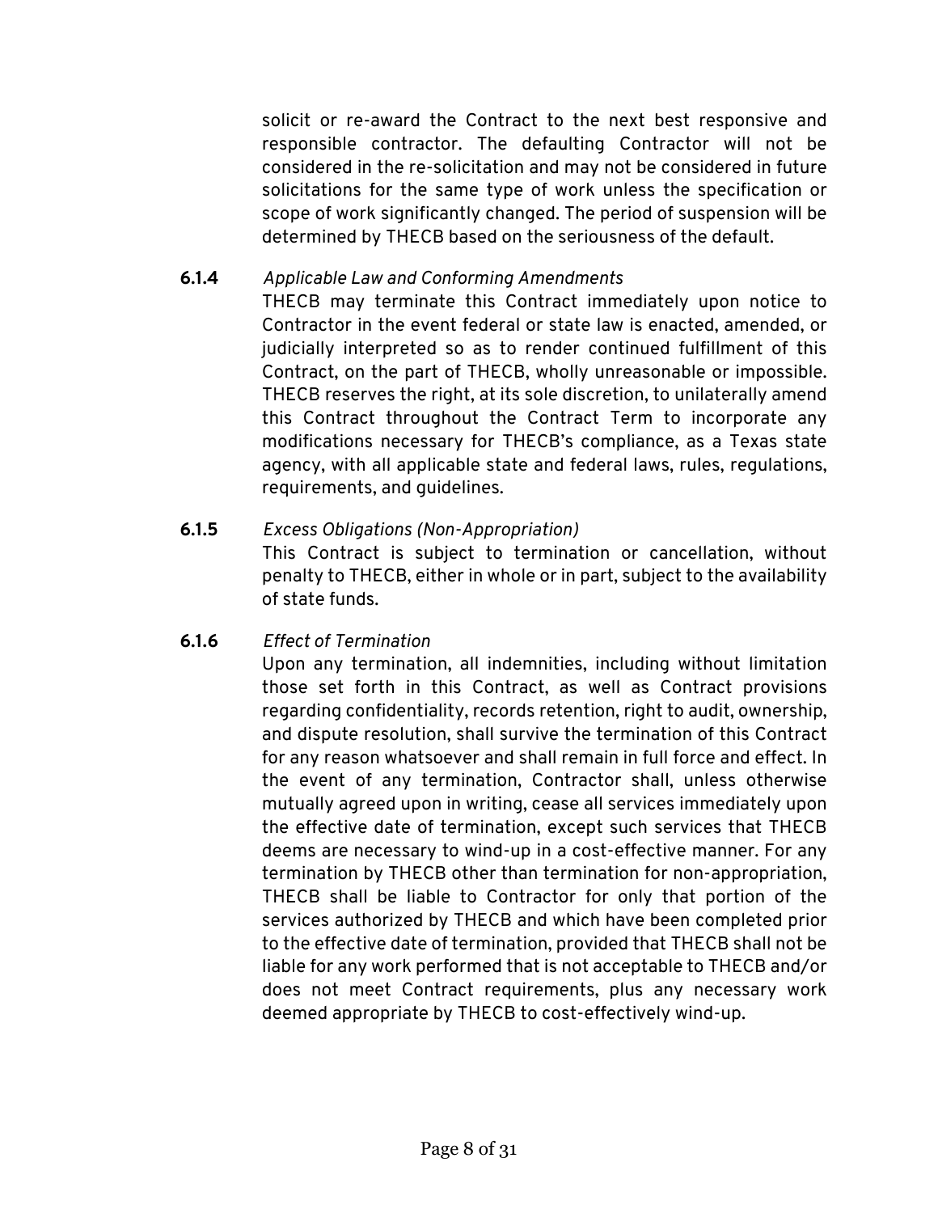solicit or re-award the Contract to the next best responsive and responsible contractor. The defaulting Contractor will not be considered in the re-solicitation and may not be considered in future solicitations for the same type of work unless the specification or scope of work significantly changed. The period of suspension will be determined by THECB based on the seriousness of the default.

**6.1.4** *Applicable Law and Conforming Amendments*

THECB may terminate this Contract immediately upon notice to Contractor in the event federal or state law is enacted, amended, or judicially interpreted so as to render continued fulfillment of this Contract, on the part of THECB, wholly unreasonable or impossible. THECB reserves the right, at its sole discretion, to unilaterally amend this Contract throughout the Contract Term to incorporate any modifications necessary for THECB's compliance, as a Texas state agency, with all applicable state and federal laws, rules, regulations, requirements, and guidelines.

**6.1.5** *Excess Obligations (Non-Appropriation)*

This Contract is subject to termination or cancellation, without penalty to THECB, either in whole or in part, subject to the availability of state funds.

**6.1.6** *Effect of Termination*

Upon any termination, all indemnities, including without limitation those set forth in this Contract, as well as Contract provisions regarding confidentiality, records retention, right to audit, ownership, and dispute resolution, shall survive the termination of this Contract for any reason whatsoever and shall remain in full force and effect. In the event of any termination, Contractor shall, unless otherwise mutually agreed upon in writing, cease all services immediately upon the effective date of termination, except such services that THECB deems are necessary to wind-up in a cost-effective manner. For any termination by THECB other than termination for non-appropriation, THECB shall be liable to Contractor for only that portion of the services authorized by THECB and which have been completed prior to the effective date of termination, provided that THECB shall not be liable for any work performed that is not acceptable to THECB and/or does not meet Contract requirements, plus any necessary work deemed appropriate by THECB to cost-effectively wind-up.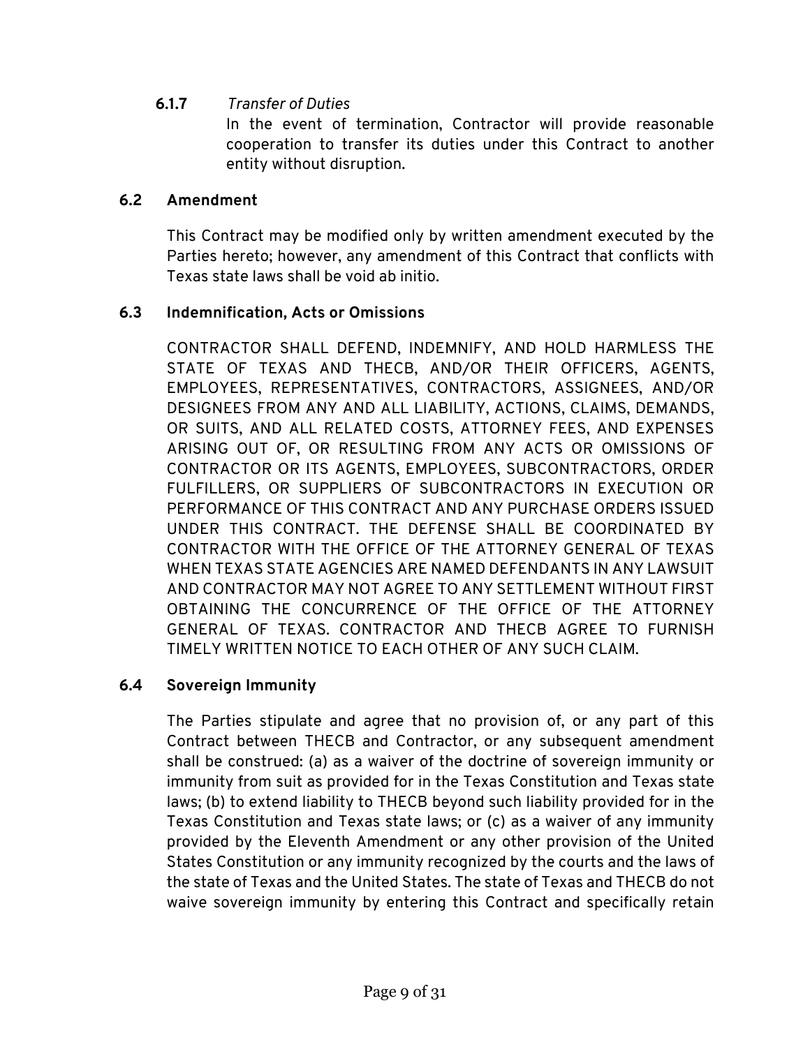**6.1.7** *Transfer of Duties*

In the event of termination, Contractor will provide reasonable cooperation to transfer its duties under this Contract to another entity without disruption.

### 6.2 Amendment

This Contract may be modified only by written amendment executed by the Parties hereto; however, any amendment of this Contract that conflicts with Texas state laws shall be void ab initio.

### 6.3 Indemnification, Acts or Omissions

CONTRACTOR SHALL DEFEND, INDEMNIFY, AND HOLD HARMLESS THE STATE OF TEXAS AND THECB, AND/OR THEIR OFFICERS, AGENTS, EMPLOYEES, REPRESENTATIVES, CONTRACTORS, ASSIGNEES, AND/OR DESIGNEES FROM ANY AND ALL LIABILITY, ACTIONS, CLAIMS, DEMANDS, OR SUITS, AND ALL RELATED COSTS, ATTORNEY FEES, AND EXPENSES ARISING OUT OF, OR RESULTING FROM ANY ACTS OR OMISSIONS OF CONTRACTOR OR ITS AGENTS, EMPLOYEES, SUBCONTRACTORS, ORDER FULFILLERS, OR SUPPLIERS OF SUBCONTRACTORS IN EXECUTION OR PERFORMANCE OF THIS CONTRACT AND ANY PURCHASE ORDERS ISSUED UNDER THIS CONTRACT. THE DEFENSE SHALL BE COORDINATED BY CONTRACTOR WITH THE OFFICE OF THE ATTORNEY GENERAL OF TEXAS WHEN TEXAS STATE AGENCIES ARE NAMED DEFENDANTS IN ANY LAWSUIT AND CONTRACTOR MAY NOT AGREE TO ANY SETTLEMENT WITHOUT FIRST OBTAINING THE CONCURRENCE OF THE OFFICE OF THE ATTORNEY GENERAL OF TEXAS. CONTRACTOR AND THECB AGREE TO FURNISH TIMELY WRITTEN NOTICE TO EACH OTHER OF ANY SUCH CLAIM.

### 6.4 Sovereign Immunity

The Parties stipulate and agree that no provision of, or any part of this Contract between THECB and Contractor, or any subsequent amendment shall be construed: (a) as a waiver of the doctrine of sovereign immunity or immunity from suit as provided for in the Texas Constitution and Texas state laws; (b) to extend liability to THECB beyond such liability provided for in the Texas Constitution and Texas state laws; or (c) as a waiver of any immunity provided by the Eleventh Amendment or any other provision of the United States Constitution or any immunity recognized by the courts and the laws of the state of Texas and the United States. The state of Texas and THECB do not waive sovereign immunity by entering this Contract and specifically retain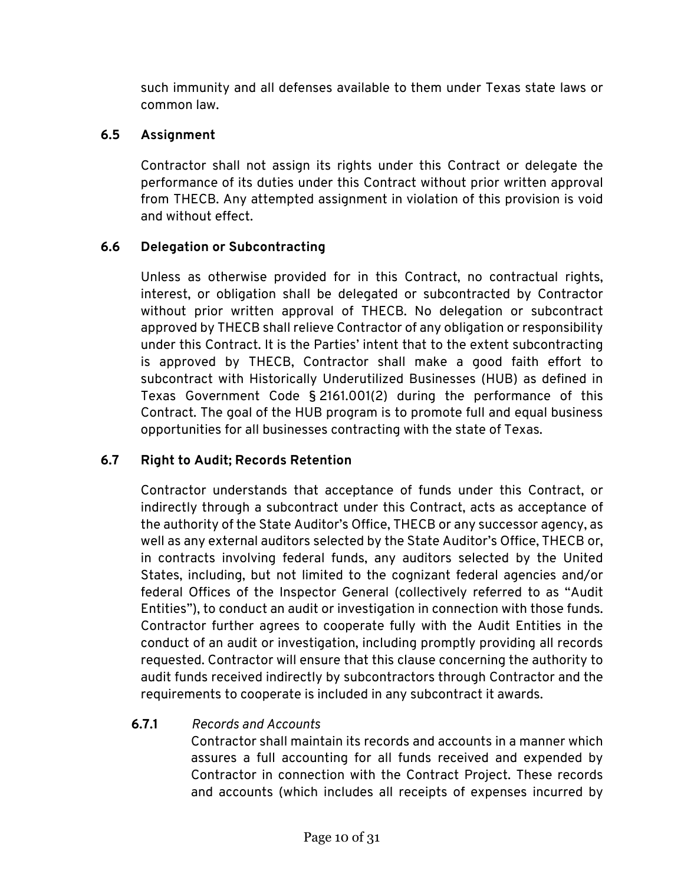such immunity and all defenses available to them under Texas state laws or common law.

### 6.5 Assignment

Contractor shall not assign its rights under this Contract or delegate the performance of its duties under this Contract without prior written approval from THECB. Any attempted assignment in violation of this provision is void and without effect.

### 6.6 Delegation or Subcontracting

Unless as otherwise provided for in this Contract, no contractual rights, interest, or obligation shall be delegated or subcontracted by Contractor without prior written approval of THECB. No delegation or subcontract approved by THECB shall relieve Contractor of any obligation or responsibility under this Contract. It is the Parties' intent that to the extent subcontracting is approved by THECB, Contractor shall make a good faith effort to subcontract with Historically Underutilized Businesses (HUB) as defined in Texas Government Code § 2161.001(2) during the performance of this Contract. The goal of the HUB program is to promote full and equal business opportunities for all businesses contracting with the state of Texas.

### 6.7 Right to Audit; Records Retention

Contractor understands that acceptance of funds under this Contract, or indirectly through a subcontract under this Contract, acts as acceptance of the authority of the State Auditor's Office, THECB or any successor agency, as well as any external auditors selected by the State Auditor's Office, THECB or, in contracts involving federal funds, any auditors selected by the United States, including, but not limited to the cognizant federal agencies and/or federal Offices of the Inspector General (collectively referred to as "Audit Entities"), to conduct an audit or investigation in connection with those funds. Contractor further agrees to cooperate fully with the Audit Entities in the conduct of an audit or investigation, including promptly providing all records requested. Contractor will ensure that this clause concerning the authority to audit funds received indirectly by subcontractors through Contractor and the requirements to cooperate is included in any subcontract it awards.

**6.7.1** *Records and Accounts*

Contractor shall maintain its records and accounts in a manner which assures a full accounting for all funds received and expended by Contractor in connection with the Contract Project. These records and accounts (which includes all receipts of expenses incurred by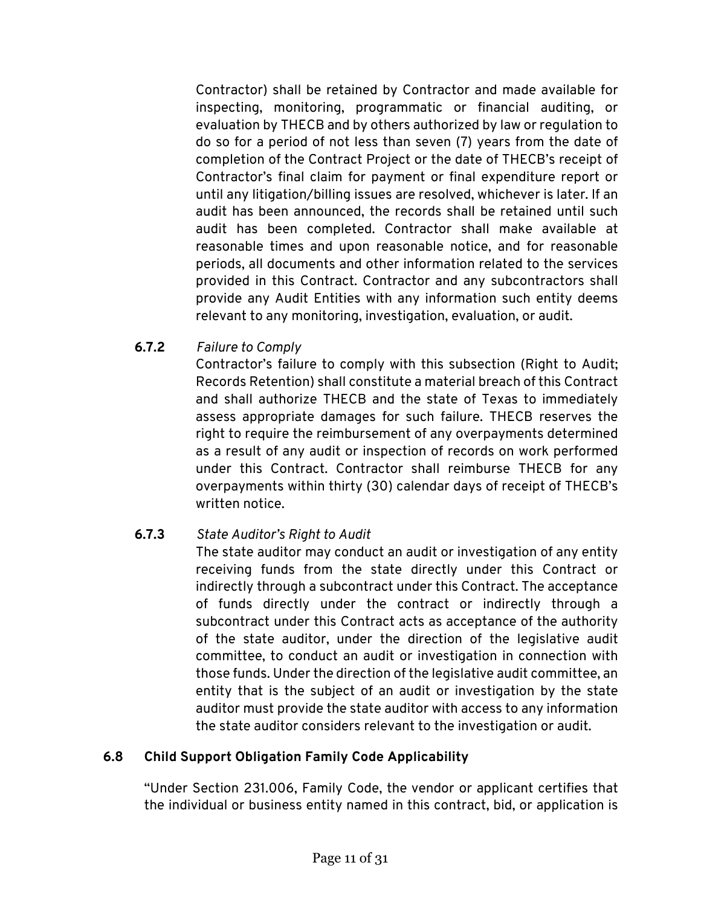Contractor) shall be retained by Contractor and made available for inspecting, monitoring, programmatic or financial auditing, or evaluation by THECB and by others authorized by law or regulation to do so for a period of not less than seven (7) years from the date of completion of the Contract Project or the date of THECB's receipt of Contractor's final claim for payment or final expenditure report or until any litigation/billing issues are resolved, whichever is later. If an audit has been announced, the records shall be retained until such audit has been completed. Contractor shall make available at reasonable times and upon reasonable notice, and for reasonable periods, all documents and other information related to the services provided in this Contract. Contractor and any subcontractors shall provide any Audit Entities with any information such entity deems relevant to any monitoring, investigation, evaluation, or audit.

**6.7.2** *Failure to Comply*

Contractor's failure to comply with this subsection (Right to Audit; Records Retention) shall constitute a material breach of this Contract and shall authorize THECB and the state of Texas to immediately assess appropriate damages for such failure. THECB reserves the right to require the reimbursement of any overpayments determined as a result of any audit or inspection of records on work performed under this Contract. Contractor shall reimburse THECB for any overpayments within thirty (30) calendar days of receipt of THECB's written notice.

**6.7.3** *State Auditor's Right to Audit*

The state auditor may conduct an audit or investigation of any entity receiving funds from the state directly under this Contract or indirectly through a subcontract under this Contract. The acceptance of funds directly under the contract or indirectly through a subcontract under this Contract acts as acceptance of the authority of the state auditor, under the direction of the legislative audit committee, to conduct an audit or investigation in connection with those funds. Under the direction of the legislative audit committee, an entity that is the subject of an audit or investigation by the state auditor must provide the state auditor with access to any information the state auditor considers relevant to the investigation or audit.

### 6.8 Child Support Obligation Family Code Applicability

"Under Section 231.006, Family Code, the vendor or applicant certifies that the individual or business entity named in this contract, bid, or application is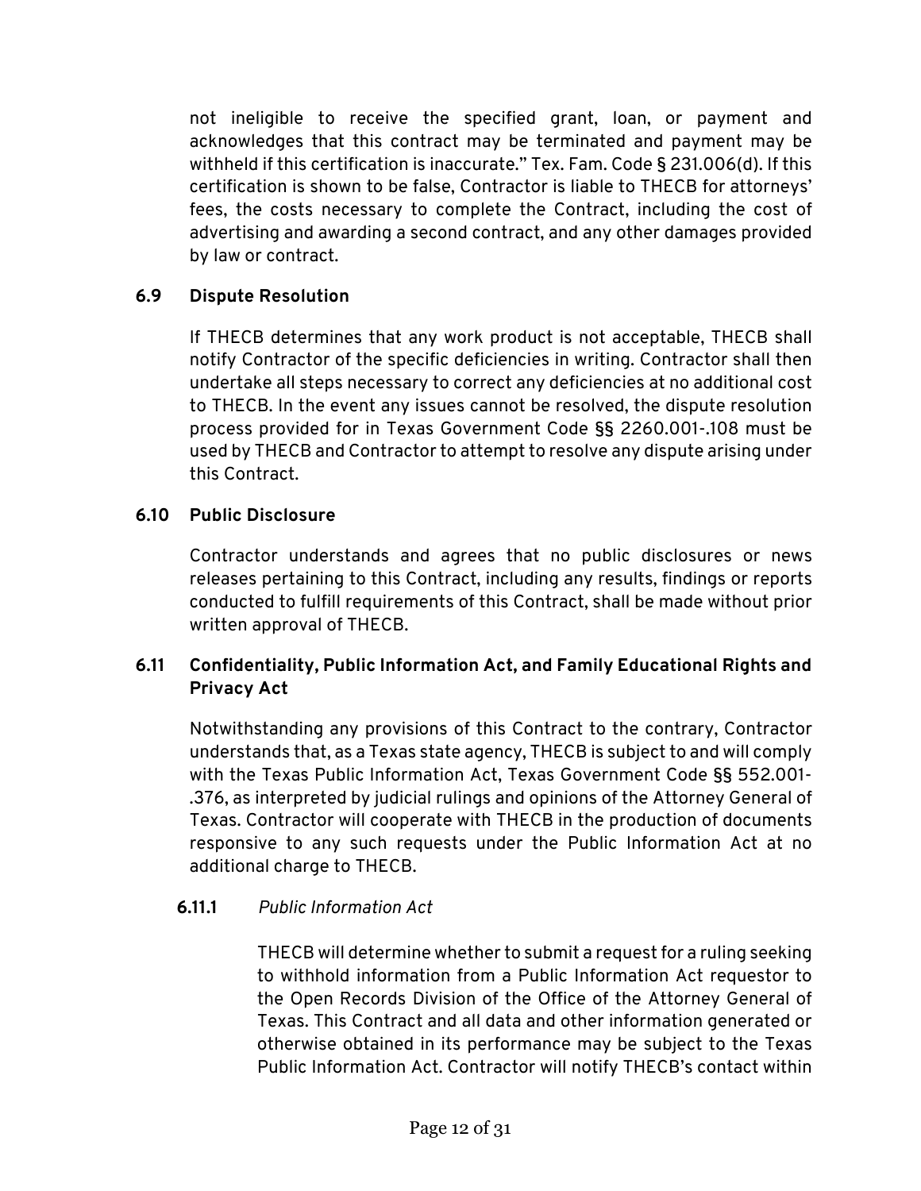not ineligible to receive the specified grant, loan, or payment and acknowledges that this contract may be terminated and payment may be withheld if this certification is inaccurate." Tex. Fam. Code § 231.006(d). If this certification is shown to be false, Contractor is liable to THECB for attorneys' fees, the costs necessary to complete the Contract, including the cost of advertising and awarding a second contract, and any other damages provided by law or contract.

### 6.9 Dispute Resolution

If THECB determines that any work product is not acceptable, THECB shall notify Contractor of the specific deficiencies in writing. Contractor shall then undertake all steps necessary to correct any deficiencies at no additional cost to THECB. In the event any issues cannot be resolved, the dispute resolution process provided for in Texas Government Code §§ 2260.001-.108 must be used by THECB and Contractor to attempt to resolve any dispute arising under this Contract.

### 6.10 Public Disclosure

Contractor understands and agrees that no public disclosures or news releases pertaining to this Contract, including any results, findings or reports conducted to fulfill requirements of this Contract, shall be made without prior written approval of THECB.

### 6.11 Confidentiality, Public Information Act, and Family Educational Rights and Privacy Act

Notwithstanding any provisions of this Contract to the contrary, Contractor understands that, as a Texas state agency, THECB is subject to and will comply with the Texas Public Information Act, Texas Government Code §§ 552.001-.376, as interpreted by judicial rulings and opinions of the Attorney General of Texas. Contractor will cooperate with THECB in the production of documents responsive to any such requests under the Public Information Act at no additional charge to THECB.

#### 6.11.1 *Public Information Act*

THECB will determine whether to submit a request for a ruling seeking to withhold information from a Public Information Act requestor to the Open Records Division of the Office of the Attorney General of Texas. This Contract and all data and other information generated or otherwise obtained in its performance may be subject to the Texas Public Information Act. Contractor will notify THECB's contact within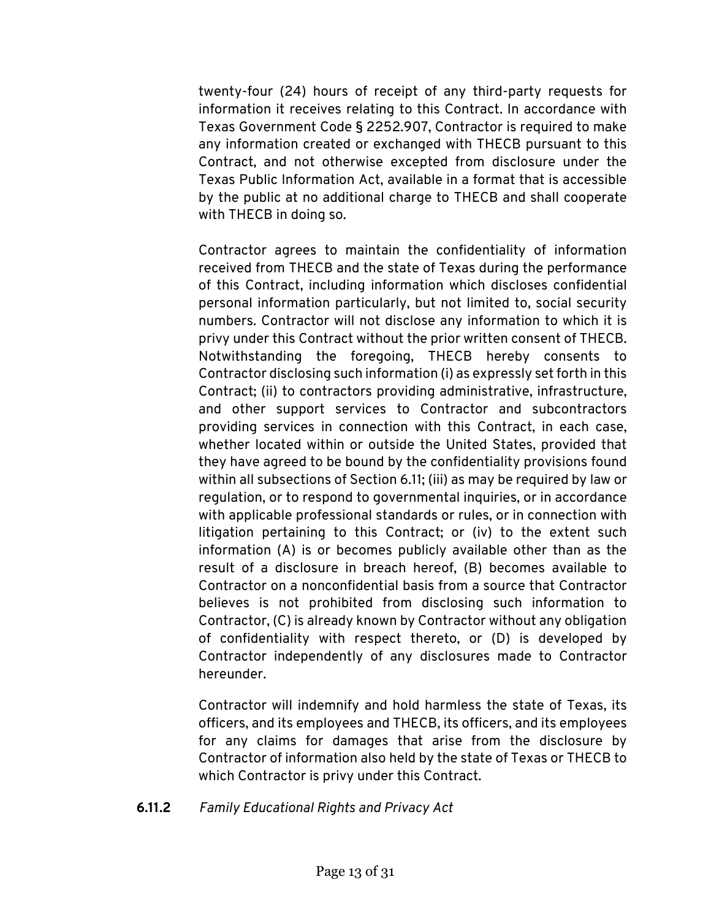twenty-four (24) hours of receipt of any third-party requests for information it receives relating to this Contract. In accordance with Texas Government Code § 2252.907, Contractor is required to make any information created or exchanged with THECB pursuant to this Contract, and not otherwise excepted from disclosure under the Texas Public Information Act, available in a format that is accessible by the public at no additional charge to THECB and shall cooperate with THECB in doing so.

Contractor agrees to maintain the confidentiality of information received from THECB and the state of Texas during the performance of this Contract, including information which discloses confidential personal information particularly, but not limited to, social security numbers. Contractor will not disclose any information to which it is privy under this Contract without the prior written consent of THECB. Notwithstanding the foregoing, THECB hereby consents to Contractor disclosing such information (i) as expressly set forth in this Contract; (ii) to contractors providing administrative, infrastructure, and other support services to Contractor and subcontractors providing services in connection with this Contract, in each case, whether located within or outside the United States, provided that they have agreed to be bound by the confidentiality provisions found within all subsections of Section 6.11; (iii) as may be required by law or regulation, or to respond to governmental inquiries, or in accordance with applicable professional standards or rules, or in connection with litigation pertaining to this Contract; or (iv) to the extent such information (A) is or becomes publicly available other than as the result of a disclosure in breach hereof, (B) becomes available to Contractor on a nonconfidential basis from a source that Contractor believes is not prohibited from disclosing such information to Contractor, (C) is already known by Contractor without any obligation of confidentiality with respect thereto, or (D) is developed by Contractor independently of any disclosures made to Contractor hereunder.

Contractor will indemnify and hold harmless the state of Texas, its officers, and its employees and THECB, its officers, and its employees for any claims for damages that arise from the disclosure by Contractor of information also held by the state of Texas or THECB to which Contractor is privy under this Contract.

**6.11.2** *Family Educational Rights and Privacy Act*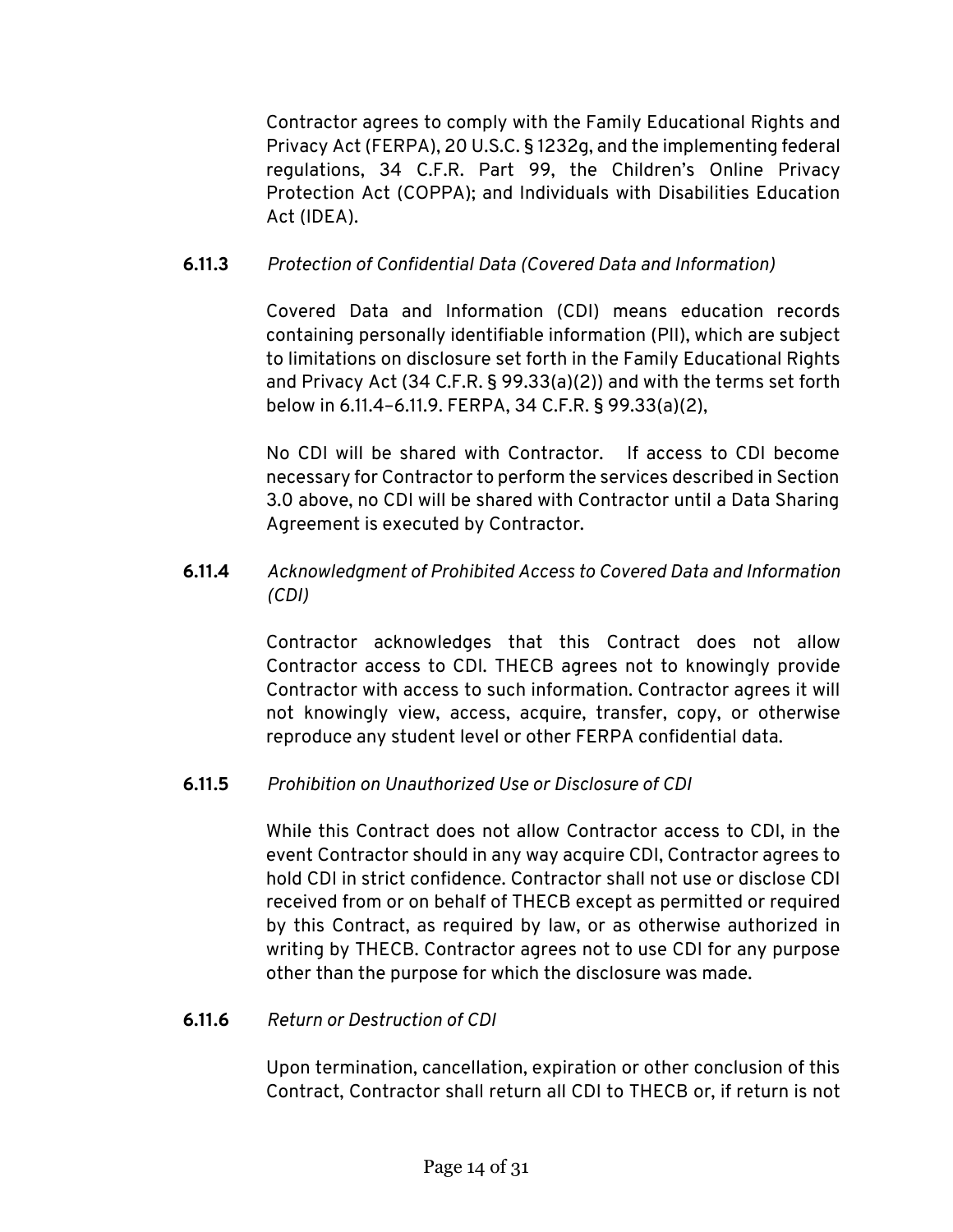Contractor agrees to comply with the Family Educational Rights and Privacy Act (FERPA), 20 U.S.C. § 1232g, and the implementing federal regulations, 34 C.F.R. Part 99, the Children's Online Privacy Protection Act (COPPA); and Individuals with Disabilities Education Act (IDEA).

**6.11.3** *Protection of Confidential Data (Covered Data and Information)*

Covered Data and Information (CDI) means education records containing personally identifiable information (PII), which are subject to limitations on disclosure set forth in the Family Educational Rights and Privacy Act (34 C.F.R. § 99.33(a)(2)) and with the terms set forth below in 6.11.4–6.11.9. FERPA, 34 C.F.R. § 99.33(a)(2),

No CDI will be shared with Contractor. If access to CDI become necessary for Contractor to perform the services described in Section 3.0 above, no CDI will be shared with Contractor until a Data Sharing Agreement is executed by Contractor.

**6.11.4** *Acknowledgment of Prohibited Access to Covered Data and Information (CDI)*

Contractor acknowledges that this Contract does not allow Contractor access to CDI. THECB agrees not to knowingly provide Contractor with access to such information. Contractor agrees it will not knowingly view, access, acquire, transfer, copy, or otherwise reproduce any student level or other FERPA confidential data.

**6.11.5** *Prohibition on Unauthorized Use or Disclosure of CDI*

While this Contract does not allow Contractor access to CDI, in the event Contractor should in any way acquire CDI, Contractor agrees to hold CDI in strict confidence. Contractor shall not use or disclose CDI received from or on behalf of THECB except as permitted or required by this Contract, as required by law, or as otherwise authorized in writing by THECB. Contractor agrees not to use CDI for any purpose other than the purpose for which the disclosure was made.

**6.11.6** *Return or Destruction of CDI*

Upon termination, cancellation, expiration or other conclusion of this Contract, Contractor shall return all CDI to THECB or, if return is not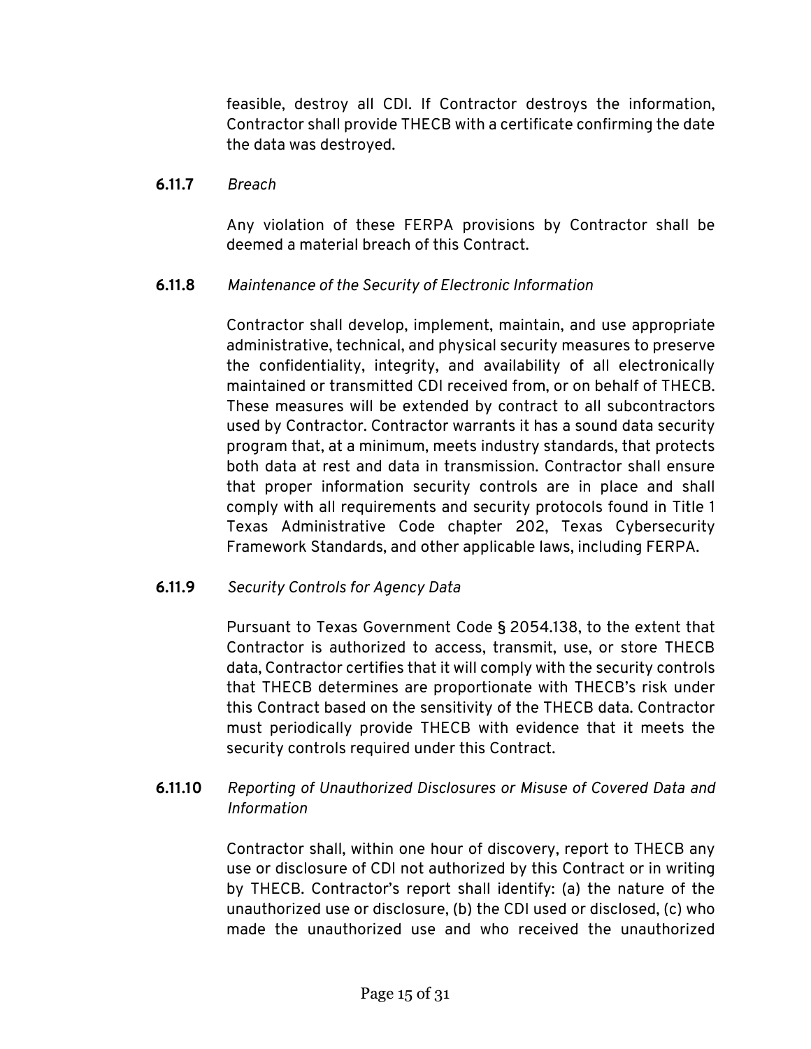feasible, destroy all CDI. If Contractor destroys the information, Contractor shall provide THECB with a certificate confirming the date the data was destroyed.

**6.11.7** *Breach*

Any violation of these FERPA provisions by Contractor shall be deemed a material breach of this Contract.

**6.11.8** *Maintenance of the Security of Electronic Information*

Contractor shall develop, implement, maintain, and use appropriate administrative, technical, and physical security measures to preserve the confidentiality, integrity, and availability of all electronically maintained or transmitted CDI received from, or on behalf of THECB. These measures will be extended by contract to all subcontractors used by Contractor. Contractor warrants it has a sound data security program that, at a minimum, meets industry standards, that protects both data at rest and data in transmission. Contractor shall ensure that proper information security controls are in place and shall comply with all requirements and security protocols found in Title 1 Texas Administrative Code chapter 202, Texas Cybersecurity Framework Standards, and other applicable laws, including FERPA.

**6.11.9** *Security Controls for Agency Data*

Pursuant to Texas Government Code § 2054.138, to the extent that Contractor is authorized to access, transmit, use, or store THECB data, Contractor certifies that it will comply with the security controls that THECB determines are proportionate with THECB's risk under this Contract based on the sensitivity of the THECB data. Contractor must periodically provide THECB with evidence that it meets the security controls required under this Contract.

**6.11.10** *Reporting of Unauthorized Disclosures or Misuse of Covered Data and Information*

Contractor shall, within one hour of discovery, report to THECB any use or disclosure of CDI not authorized by this Contract or in writing by THECB. Contractor's report shall identify: (a) the nature of the unauthorized use or disclosure, (b) the CDI used or disclosed, (c) who made the unauthorized use and who received the unauthorized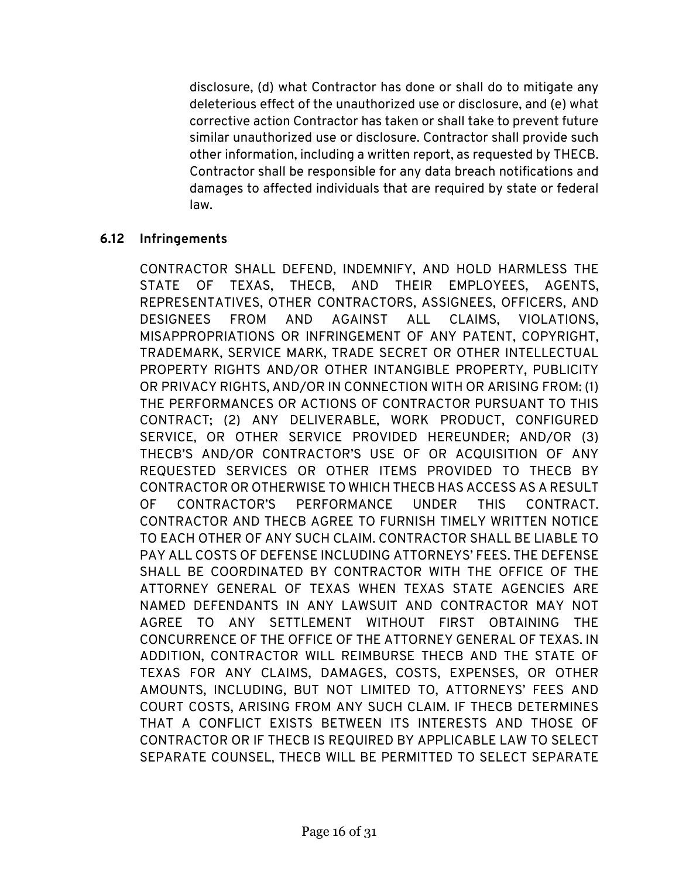disclosure, (d) what Contractor has done or shall do to mitigate any deleterious effect of the unauthorized use or disclosure, and (e) what corrective action Contractor has taken or shall take to prevent future similar unauthorized use or disclosure. Contractor shall provide such other information, including a written report, as requested by THECB. Contractor shall be responsible for any data breach notifications and damages to affected individuals that are required by state or federal law.

### 6.12 Infringements

CONTRACTOR SHALL DEFEND, INDEMNIFY, AND HOLD HARMLESS THE STATE OF TEXAS, THECB, AND THEIR EMPLOYEES, AGENTS, REPRESENTATIVES, OTHER CONTRACTORS, ASSIGNEES, OFFICERS, AND DESIGNEES FROM AND AGAINST ALL CLAIMS, VIOLATIONS, MISAPPROPRIATIONS OR INFRINGEMENT OF ANY PATENT, COPYRIGHT, TRADEMARK, SERVICE MARK, TRADE SECRET OR OTHER INTELLECTUAL PROPERTY RIGHTS AND/OR OTHER INTANGIBLE PROPERTY, PUBLICITY OR PRIVACY RIGHTS, AND/OR IN CONNECTION WITH OR ARISING FROM: (1) THE PERFORMANCES OR ACTIONS OF CONTRACTOR PURSUANT TO THIS CONTRACT; (2) ANY DELIVERABLE, WORK PRODUCT, CONFIGURED SERVICE, OR OTHER SERVICE PROVIDED HEREUNDER; AND/OR (3) THECB'S AND/OR CONTRACTOR'S USE OF OR ACQUISITION OF ANY REQUESTED SERVICES OR OTHER ITEMS PROVIDED TO THECB BY CONTRACTOR OR OTHERWISE TO WHICH THECB HAS ACCESS AS A RESULT OF CONTRACTOR'S PERFORMANCE UNDER THIS CONTRACT. CONTRACTOR AND THECB AGREE TO FURNISH TIMELY WRITTEN NOTICE TO EACH OTHER OF ANY SUCH CLAIM. CONTRACTOR SHALL BE LIABLE TO PAY ALL COSTS OF DEFENSE INCLUDING ATTORNEYS' FEES. THE DEFENSE SHALL BE COORDINATED BY CONTRACTOR WITH THE OFFICE OF THE ATTORNEY GENERAL OF TEXAS WHEN TEXAS STATE AGENCIES ARE NAMED DEFENDANTS IN ANY LAWSUIT AND CONTRACTOR MAY NOT AGREE TO ANY SETTLEMENT WITHOUT FIRST OBTAINING THE CONCURRENCE OF THE OFFICE OF THE ATTORNEY GENERAL OF TEXAS. IN ADDITION, CONTRACTOR WILL REIMBURSE THECB AND THE STATE OF TEXAS FOR ANY CLAIMS, DAMAGES, COSTS, EXPENSES, OR OTHER AMOUNTS, INCLUDING, BUT NOT LIMITED TO, ATTORNEYS' FEES AND COURT COSTS, ARISING FROM ANY SUCH CLAIM. IF THECB DETERMINES THAT A CONFLICT EXISTS BETWEEN ITS INTERESTS AND THOSE OF CONTRACTOR OR IF THECB IS REQUIRED BY APPLICABLE LAW TO SELECT SEPARATE COUNSEL, THECB WILL BE PERMITTED TO SELECT SEPARATE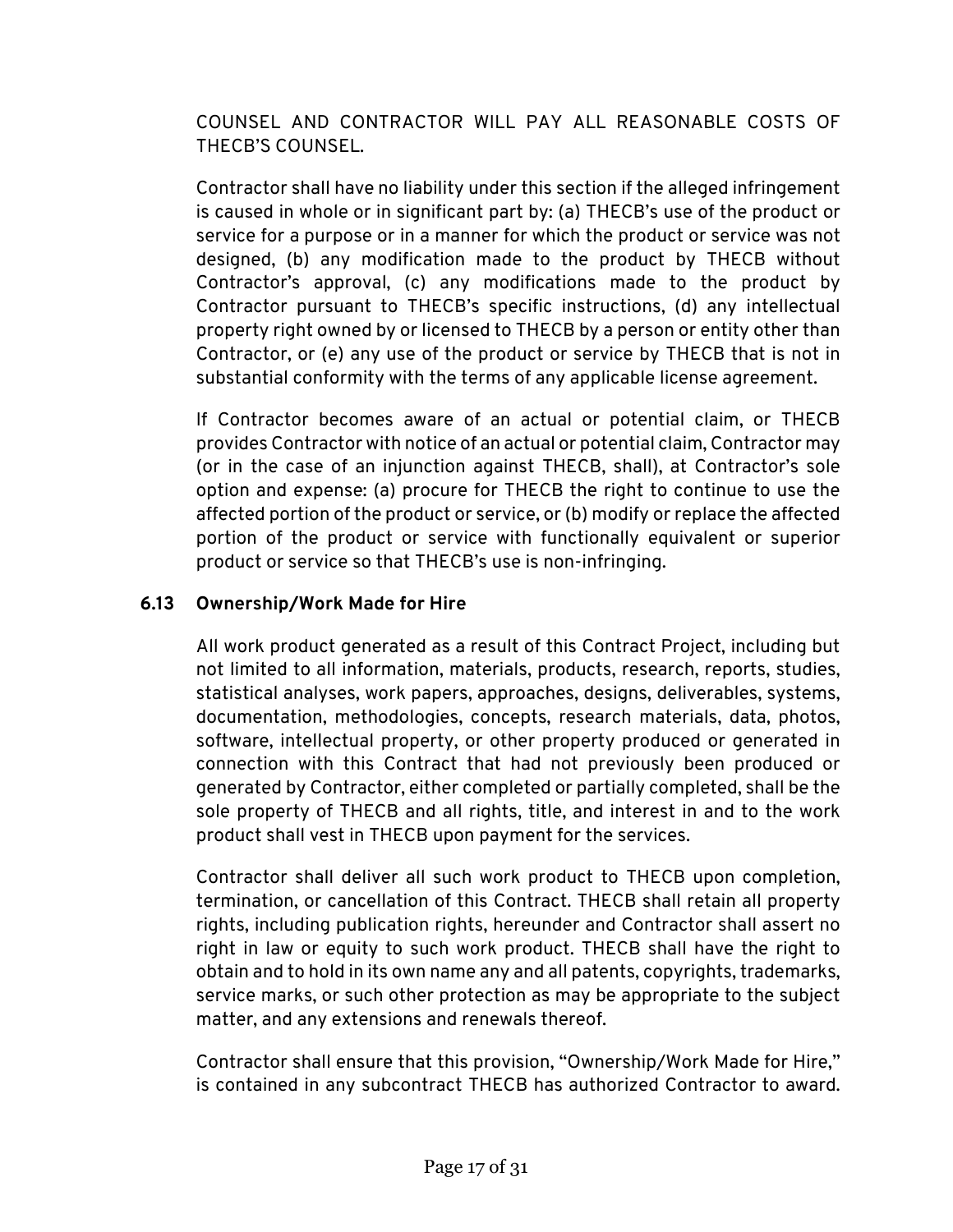COUNSEL AND CONTRACTOR WILL PAY ALL REASONABLE COSTS OF THECB'S COUNSEL.

Contractor shall have no liability under this section if the alleged infringement is caused in whole or in significant part by: (a) THECB's use of the product or service for a purpose or in a manner for which the product or service was not designed, (b) any modification made to the product by THECB without Contractor's approval, (c) any modifications made to the product by Contractor pursuant to THECB's specific instructions, (d) any intellectual property right owned by or licensed to THECB by a person or entity other than Contractor, or (e) any use of the product or service by THECB that is not in substantial conformity with the terms of any applicable license agreement.

If Contractor becomes aware of an actual or potential claim, or THECB provides Contractor with notice of an actual or potential claim, Contractor may (or in the case of an injunction against THECB, shall), at Contractor's sole option and expense: (a) procure for THECB the right to continue to use the affected portion of the product or service, or (b) modify or replace the affected portion of the product or service with functionally equivalent or superior product or service so that THECB's use is non-infringing.

### 6.13 Ownership/Work Made for Hire

All work product generated as a result of this Contract Project, including but not limited to all information, materials, products, research, reports, studies, statistical analyses, work papers, approaches, designs, deliverables, systems, documentation, methodologies, concepts, research materials, data, photos, software, intellectual property, or other property produced or generated in connection with this Contract that had not previously been produced or generated by Contractor, either completed or partially completed, shall be the sole property of THECB and all rights, title, and interest in and to the work product shall vest in THECB upon payment for the services.

Contractor shall deliver all such work product to THECB upon completion, termination, or cancellation of this Contract. THECB shall retain all property rights, including publication rights, hereunder and Contractor shall assert no right in law or equity to such work product. THECB shall have the right to obtain and to hold in its own name any and all patents, copyrights, trademarks, service marks, or such other protection as may be appropriate to the subject matter, and any extensions and renewals thereof.

Contractor shall ensure that this provision, "Ownership/Work Made for Hire," is contained in any subcontract THECB has authorized Contractor to award.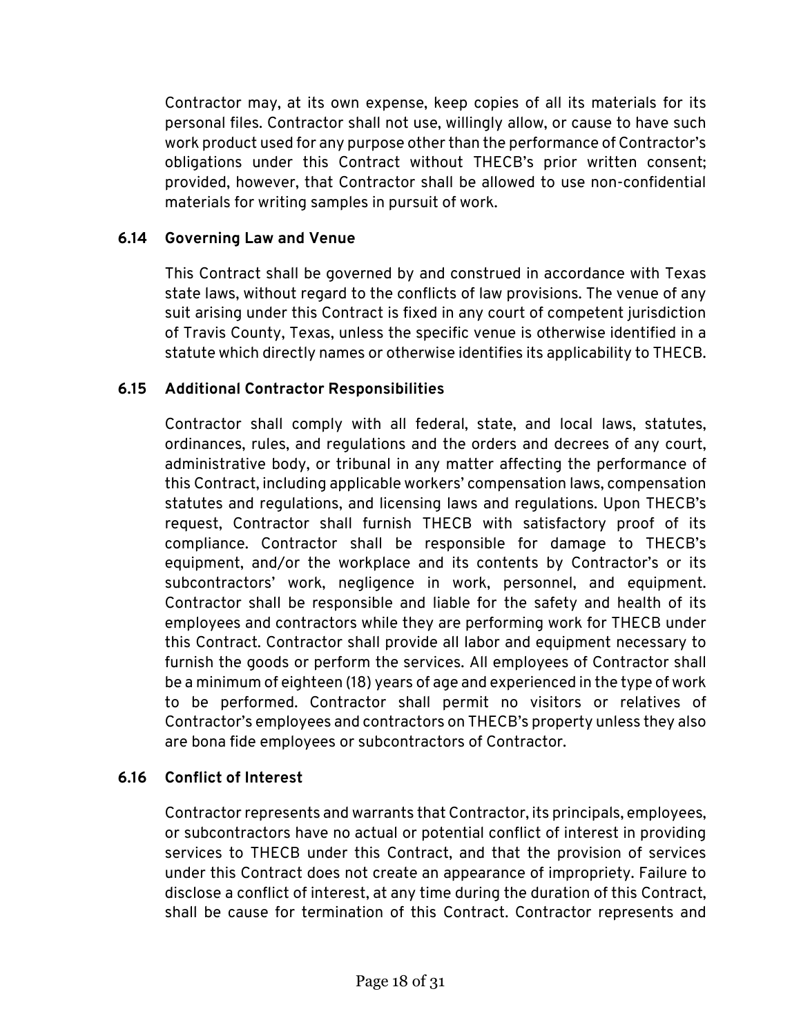Contractor may, at its own expense, keep copies of all its materials for its personal files. Contractor shall not use, willingly allow, or cause to have such work product used for any purpose other than the performance of Contractor's obligations under this Contract without THECB's prior written consent; provided, however, that Contractor shall be allowed to use non-confidential materials for writing samples in pursuit of work.

### 6.14 Governing Law and Venue

This Contract shall be governed by and construed in accordance with Texas state laws, without regard to the conflicts of law provisions. The venue of any suit arising under this Contract is fixed in any court of competent jurisdiction of Travis County, Texas, unless the specific venue is otherwise identified in a statute which directly names or otherwise identifies its applicability to THECB.

### 6.15 Additional Contractor Responsibilities

Contractor shall comply with all federal, state, and local laws, statutes, ordinances, rules, and regulations and the orders and decrees of any court, administrative body, or tribunal in any matter affecting the performance of this Contract, including applicable workers' compensation laws, compensation statutes and regulations, and licensing laws and regulations. Upon THECB's request, Contractor shall furnish THECB with satisfactory proof of its compliance. Contractor shall be responsible for damage to THECB's equipment, and/or the workplace and its contents by Contractor's or its subcontractors' work, negligence in work, personnel, and equipment. Contractor shall be responsible and liable for the safety and health of its employees and contractors while they are performing work for THECB under this Contract. Contractor shall provide all labor and equipment necessary to furnish the goods or perform the services. All employees of Contractor shall be a minimum of eighteen (18) years of age and experienced in the type of work to be performed. Contractor shall permit no visitors or relatives of Contractor's employees and contractors on THECB's property unless they also are bona fide employees or subcontractors of Contractor.

### 6.16 Conflict of Interest

Contractor represents and warrants that Contractor, its principals, employees, or subcontractors have no actual or potential conflict of interest in providing services to THECB under this Contract, and that the provision of services under this Contract does not create an appearance of impropriety. Failure to disclose a conflict of interest, at any time during the duration of this Contract, shall be cause for termination of this Contract. Contractor represents and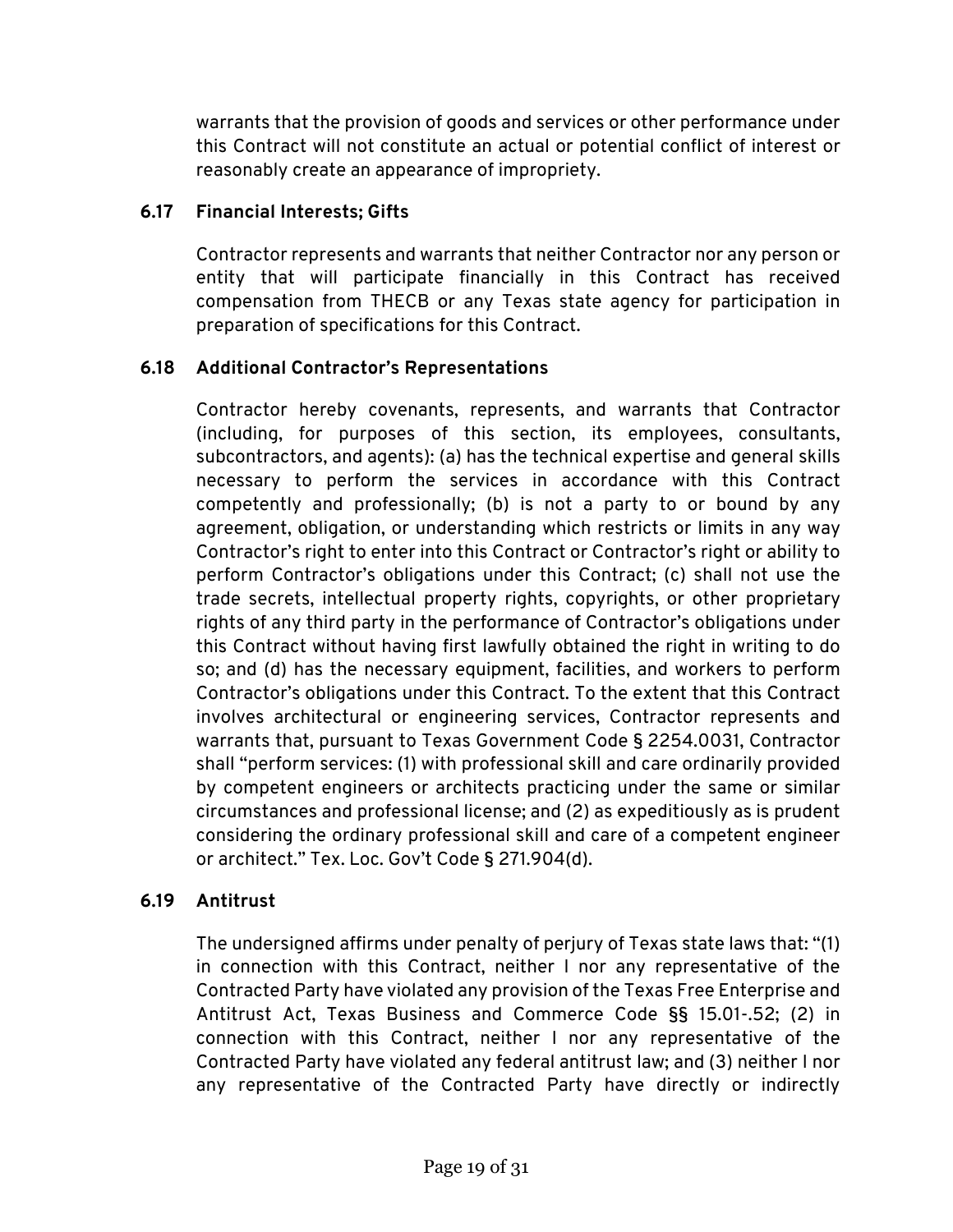warrants that the provision of goods and services or other performance under this Contract will not constitute an actual or potential conflict of interest or reasonably create an appearance of impropriety.

### 6.17 Financial Interests; Gifts

Contractor represents and warrants that neither Contractor nor any person or entity that will participate financially in this Contract has received compensation from THECB or any Texas state agency for participation in preparation of specifications for this Contract.

### 6.18 Additional Contractor's Representations

Contractor hereby covenants, represents, and warrants that Contractor (including, for purposes of this section, its employees, consultants, subcontractors, and agents): (a) has the technical expertise and general skills necessary to perform the services in accordance with this Contract competently and professionally; (b) is not a party to or bound by any agreement, obligation, or understanding which restricts or limits in any way Contractor's right to enter into this Contract or Contractor's right or ability to perform Contractor's obligations under this Contract; (c) shall not use the trade secrets, intellectual property rights, copyrights, or other proprietary rights of any third party in the performance of Contractor's obligations under this Contract without having first lawfully obtained the right in writing to do so; and (d) has the necessary equipment, facilities, and workers to perform Contractor's obligations under this Contract. To the extent that this Contract involves architectural or engineering services, Contractor represents and warrants that, pursuant to Texas Government Code § 2254.0031, Contractor shall "perform services: (1) with professional skill and care ordinarily provided by competent engineers or architects practicing under the same or similar circumstances and professional license; and (2) as expeditiously as is prudent considering the ordinary professional skill and care of a competent engineer or architect." Tex. Loc. Gov't Code § 271.904(d).

### 6.19 Antitrust

The undersigned affirms under penalty of perjury of Texas state laws that: "(1) in connection with this Contract, neither I nor any representative of the Contracted Party have violated any provision of the Texas Free Enterprise and Antitrust Act, Texas Business and Commerce Code §§ 15.01-.52; (2) in connection with this Contract, neither I nor any representative of the Contracted Party have violated any federal antitrust law; and (3) neither I nor any representative of the Contracted Party have directly or indirectly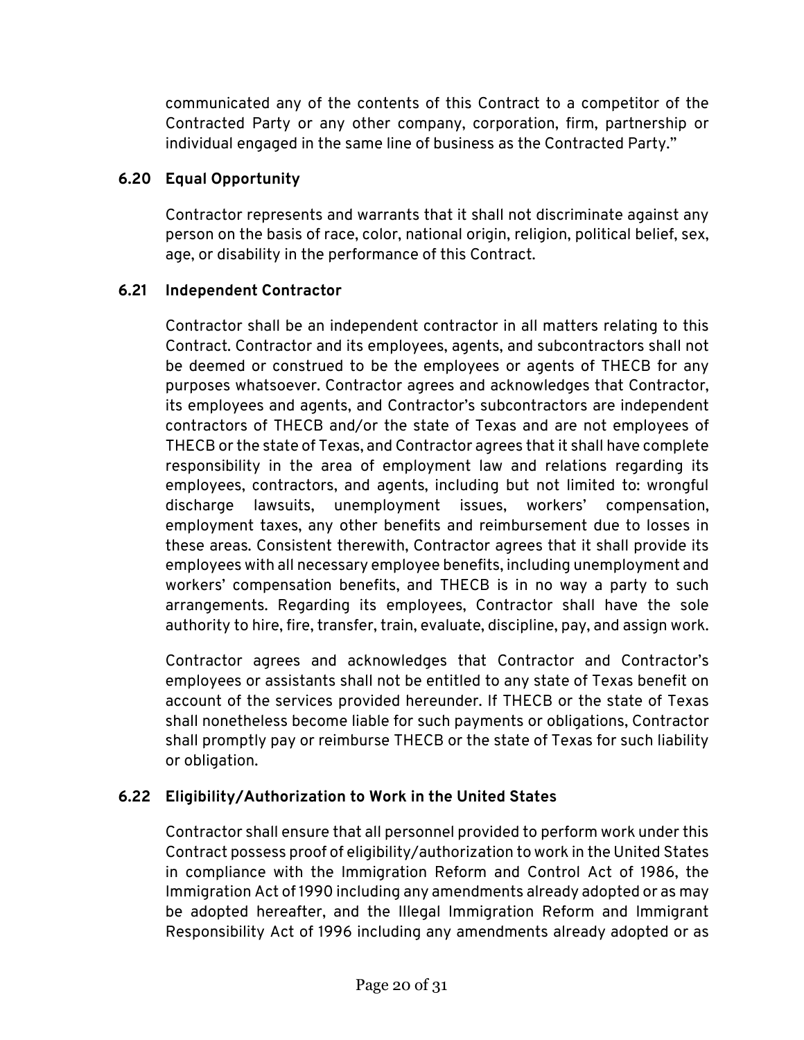communicated any of the contents of this Contract to a competitor of the Contracted Party or any other company, corporation, firm, partnership or individual engaged in the same line of business as the Contracted Party."

### 6.20 Equal Opportunity

Contractor represents and warrants that it shall not discriminate against any person on the basis of race, color, national origin, religion, political belief, sex, age, or disability in the performance of this Contract.

### 6.21 Independent Contractor

Contractor shall be an independent contractor in all matters relating to this Contract. Contractor and its employees, agents, and subcontractors shall not be deemed or construed to be the employees or agents of THECB for any purposes whatsoever. Contractor agrees and acknowledges that Contractor, its employees and agents, and Contractor's subcontractors are independent contractors of THECB and/or the state of Texas and are not employees of THECB or the state of Texas, and Contractor agrees that it shall have complete responsibility in the area of employment law and relations regarding its employees, contractors, and agents, including but not limited to: wrongful discharge lawsuits, unemployment issues, workers' compensation, employment taxes, any other benefits and reimbursement due to losses in these areas. Consistent therewith, Contractor agrees that it shall provide its employees with all necessary employee benefits, including unemployment and workers' compensation benefits, and THECB is in no way a party to such arrangements. Regarding its employees, Contractor shall have the sole authority to hire, fire, transfer, train, evaluate, discipline, pay, and assign work.

Contractor agrees and acknowledges that Contractor and Contractor's employees or assistants shall not be entitled to any state of Texas benefit on account of the services provided hereunder. If THECB or the state of Texas shall nonetheless become liable for such payments or obligations, Contractor shall promptly pay or reimburse THECB or the state of Texas for such liability or obligation.

### 6.22 Eligibility/Authorization to Work in the United States

Contractor shall ensure that all personnel provided to perform work under this Contract possess proof of eligibility/authorization to work in the United States in compliance with the Immigration Reform and Control Act of 1986, the Immigration Act of 1990 including any amendments already adopted or as may be adopted hereafter, and the Illegal Immigration Reform and Immigrant Responsibility Act of 1996 including any amendments already adopted or as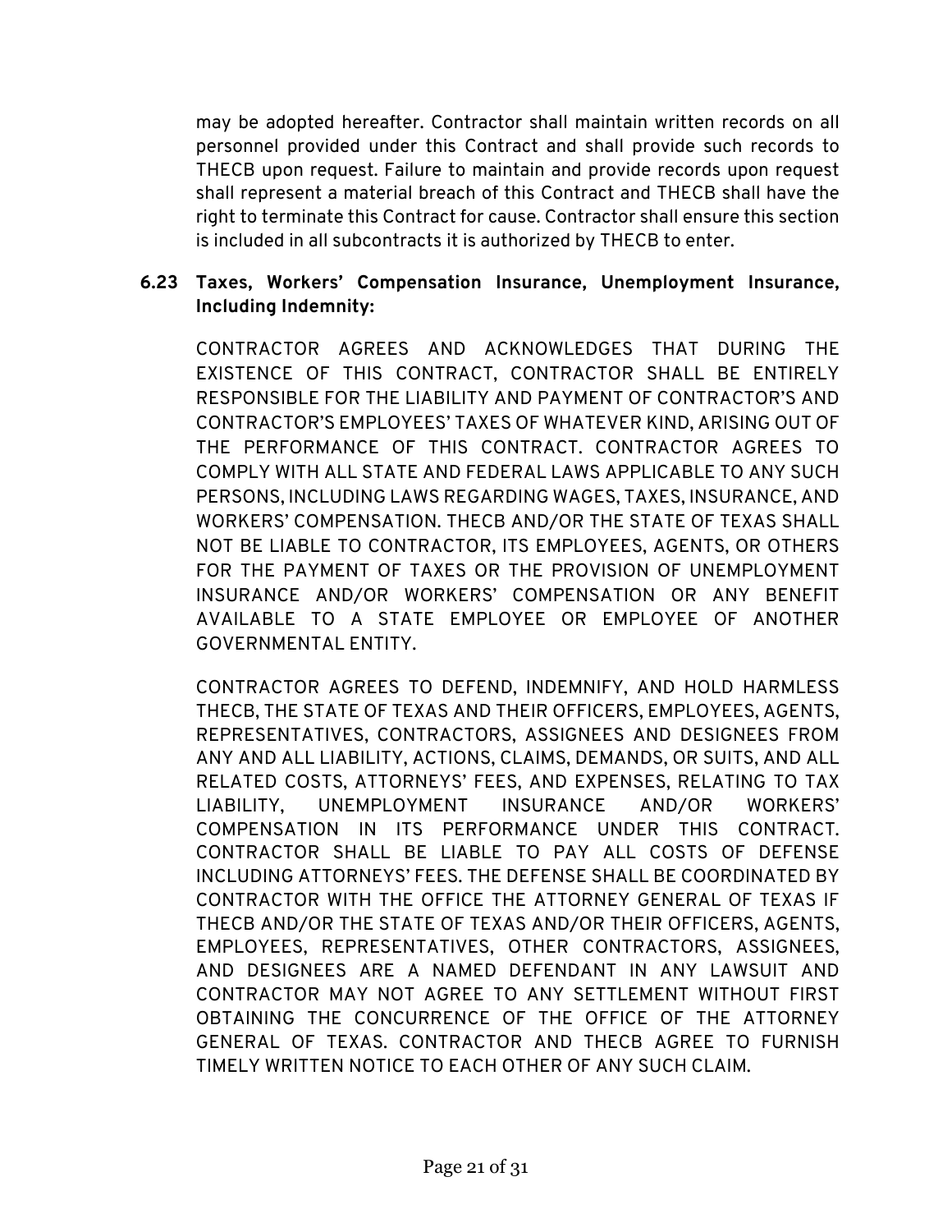may be adopted hereafter. Contractor shall maintain written records on all personnel provided under this Contract and shall provide such records to THECB upon request. Failure to maintain and provide records upon request shall represent a material breach of this Contract and THECB shall have the right to terminate this Contract for cause. Contractor shall ensure this section is included in all subcontracts it is authorized by THECB to enter.

**6.23 Taxes, Workers' Compensation Insurance, Unemployment Insurance, Including Indemnity:**

CONTRACTOR AGREES AND ACKNOWLEDGES THAT DURING THE EXISTENCE OF THIS CONTRACT, CONTRACTOR SHALL BE ENTIRELY RESPONSIBLE FOR THE LIABILITY AND PAYMENT OF CONTRACTOR'S AND CONTRACTOR'S EMPLOYEES' TAXES OF WHATEVER KIND, ARISING OUT OF THE PERFORMANCE OF THIS CONTRACT. CONTRACTOR AGREES TO COMPLY WITH ALL STATE AND FEDERAL LAWS APPLICABLE TO ANY SUCH PERSONS, INCLUDING LAWS REGARDING WAGES, TAXES, INSURANCE, AND WORKERS' COMPENSATION. THECB AND/OR THE STATE OF TEXAS SHALL NOT BE LIABLE TO CONTRACTOR, ITS EMPLOYEES, AGENTS, OR OTHERS FOR THE PAYMENT OF TAXES OR THE PROVISION OF UNEMPLOYMENT INSURANCE AND/OR WORKERS' COMPENSATION OR ANY BENEFIT AVAILABLE TO A STATE EMPLOYEE OR EMPLOYEE OF ANOTHER GOVERNMENTAL ENTITY.

CONTRACTOR AGREES TO DEFEND, INDEMNIFY, AND HOLD HARMLESS THECB, THE STATE OF TEXAS AND THEIR OFFICERS, EMPLOYEES, AGENTS, REPRESENTATIVES, CONTRACTORS, ASSIGNEES AND DESIGNEES FROM ANY AND ALL LIABILITY, ACTIONS, CLAIMS, DEMANDS, OR SUITS, AND ALL RELATED COSTS, ATTORNEYS' FEES, AND EXPENSES, RELATING TO TAX LIABILITY, UNEMPLOYMENT INSURANCE AND/OR WORKERS' COMPENSATION IN ITS PERFORMANCE UNDER THIS CONTRACT. CONTRACTOR SHALL BE LIABLE TO PAY ALL COSTS OF DEFENSE INCLUDING ATTORNEYS' FEES. THE DEFENSE SHALL BE COORDINATED BY CONTRACTOR WITH THE OFFICE THE ATTORNEY GENERAL OF TEXAS IF THECB AND/OR THE STATE OF TEXAS AND/OR THEIR OFFICERS, AGENTS, EMPLOYEES, REPRESENTATIVES, OTHER CONTRACTORS, ASSIGNEES, AND DESIGNEES ARE A NAMED DEFENDANT IN ANY LAWSUIT AND CONTRACTOR MAY NOT AGREE TO ANY SETTLEMENT WITHOUT FIRST OBTAINING THE CONCURRENCE OF THE OFFICE OF THE ATTORNEY GENERAL OF TEXAS. CONTRACTOR AND THECB AGREE TO FURNISH TIMELY WRITTEN NOTICE TO EACH OTHER OF ANY SUCH CLAIM.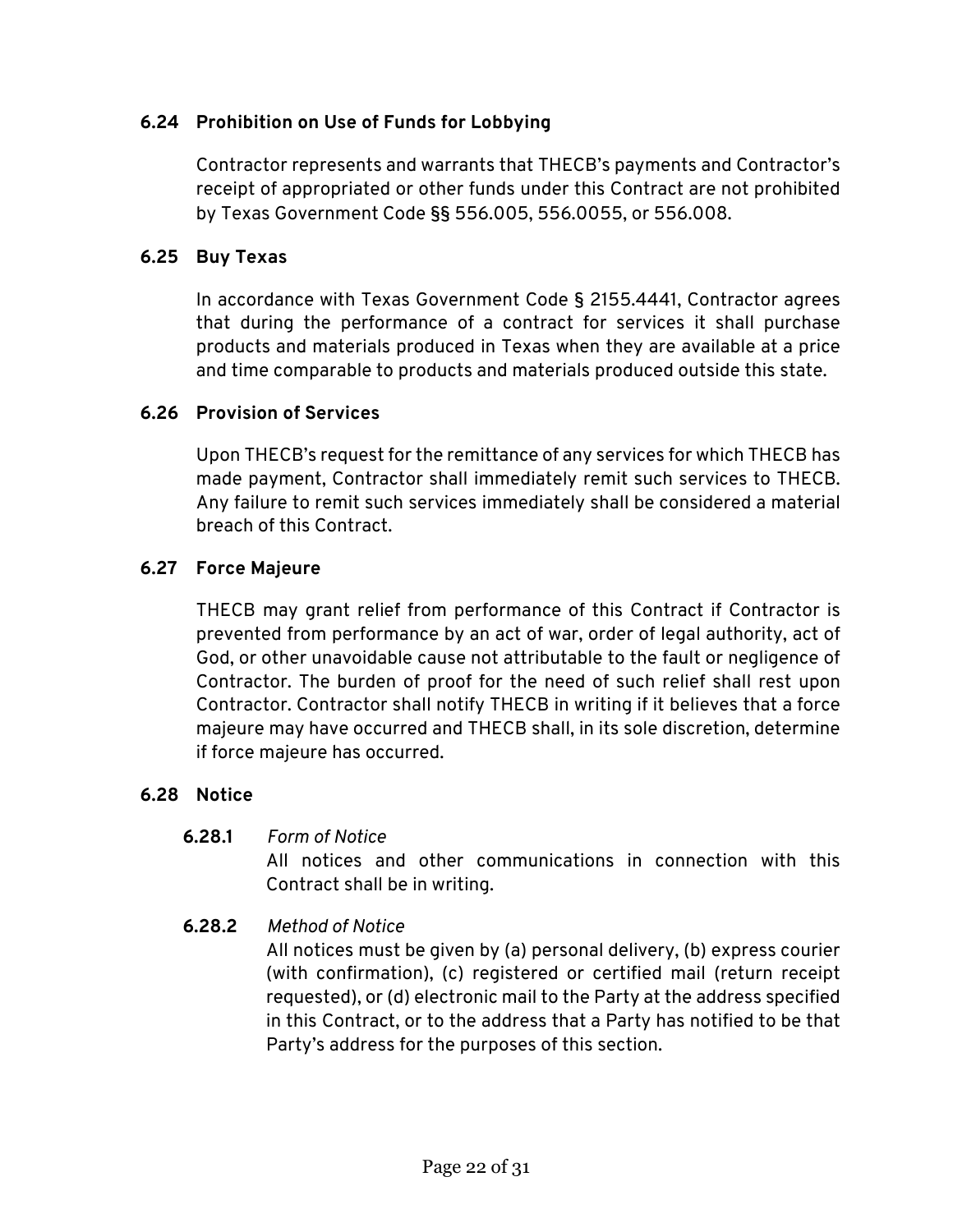### 6.24 Prohibition on Use of Funds for Lobbying

Contractor represents and warrants that THECB's payments and Contractor's receipt of appropriated or other funds under this Contract are not prohibited by Texas Government Code §§ 556.005, 556.0055, or 556.008.

### 6.25 Buy Texas

In accordance with Texas Government Code § 2155.4441, Contractor agrees that during the performance of a contract for services it shall purchase products and materials produced in Texas when they are available at a price and time comparable to products and materials produced outside this state.

### 6.26 Provision of Services

Upon THECB's request for the remittance of any services for which THECB has made payment, Contractor shall immediately remit such services to THECB. Any failure to remit such services immediately shall be considered a material breach of this Contract.

### 6.27 Force Majeure

THECB may grant relief from performance of this Contract if Contractor is prevented from performance by an act of war, order of legal authority, act of God, or other unavoidable cause not attributable to the fault or negligence of Contractor. The burden of proof for the need of such relief shall rest upon Contractor. Contractor shall notify THECB in writing if it believes that a force majeure may have occurred and THECB shall, in its sole discretion, determine if force majeure has occurred.

### 6.28 Notice

**6.28.1** *Form of Notice*

All notices and other communications in connection with this Contract shall be in writing.

**6.28.2** *Method of Notice*

All notices must be given by (a) personal delivery, (b) express courier (with confirmation), (c) registered or certified mail (return receipt requested), or (d) electronic mail to the Party at the address specified in this Contract, or to the address that a Party has notified to be that Party's address for the purposes of this section.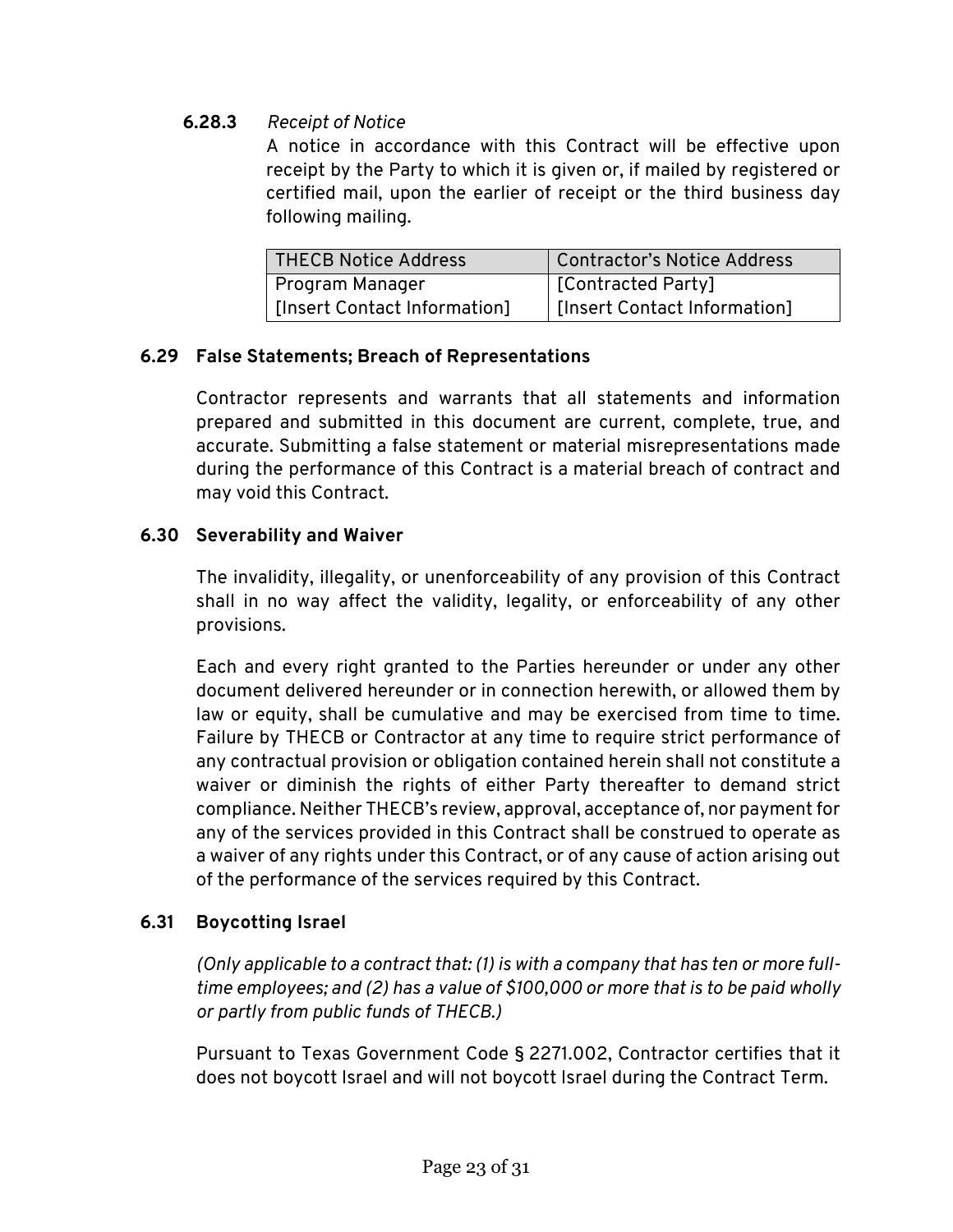#### 6.28.3 *Receipt of Notice*

A notice in accordance with this Contract will be effective upon receipt by the Party to which it is given or, if mailed by registered or certified mail, upon the earlier of receipt or the third business day following mailing.

| THECB Notice Address | Contractor's Notice Address |
| --- | --- |
| Program Manager<br>[Insert Contact Information] | [Contracted Party]<br>[Insert Contact Information] |

### 6.29 False Statements; Breach of Representations

Contractor represents and warrants that all statements and information prepared and submitted in this document are current, complete, true, and accurate. Submitting a false statement or material misrepresentations made during the performance of this Contract is a material breach of contract and may void this Contract.

### 6.30 Severability and Waiver

The invalidity, illegality, or unenforceability of any provision of this Contract shall in no way affect the validity, legality, or enforceability of any other provisions.

Each and every right granted to the Parties hereunder or under any other document delivered hereunder or in connection herewith, or allowed them by law or equity, shall be cumulative and may be exercised from time to time. Failure by THECB or Contractor at any time to require strict performance of any contractual provision or obligation contained herein shall not constitute a waiver or diminish the rights of either Party thereafter to demand strict compliance. Neither THECB's review, approval, acceptance of, nor payment for any of the services provided in this Contract shall be construed to operate as a waiver of any rights under this Contract, or of any cause of action arising out of the performance of the services required by this Contract.

### 6.31 Boycotting Israel

*(Only applicable to a contract that: (1) is with a company that has ten or more full-time employees; and (2) has a value of $100,000 or more that is to be paid wholly or partly from public funds of THECB.)*

Pursuant to Texas Government Code § 2271.002, Contractor certifies that it does not boycott Israel and will not boycott Israel during the Contract Term.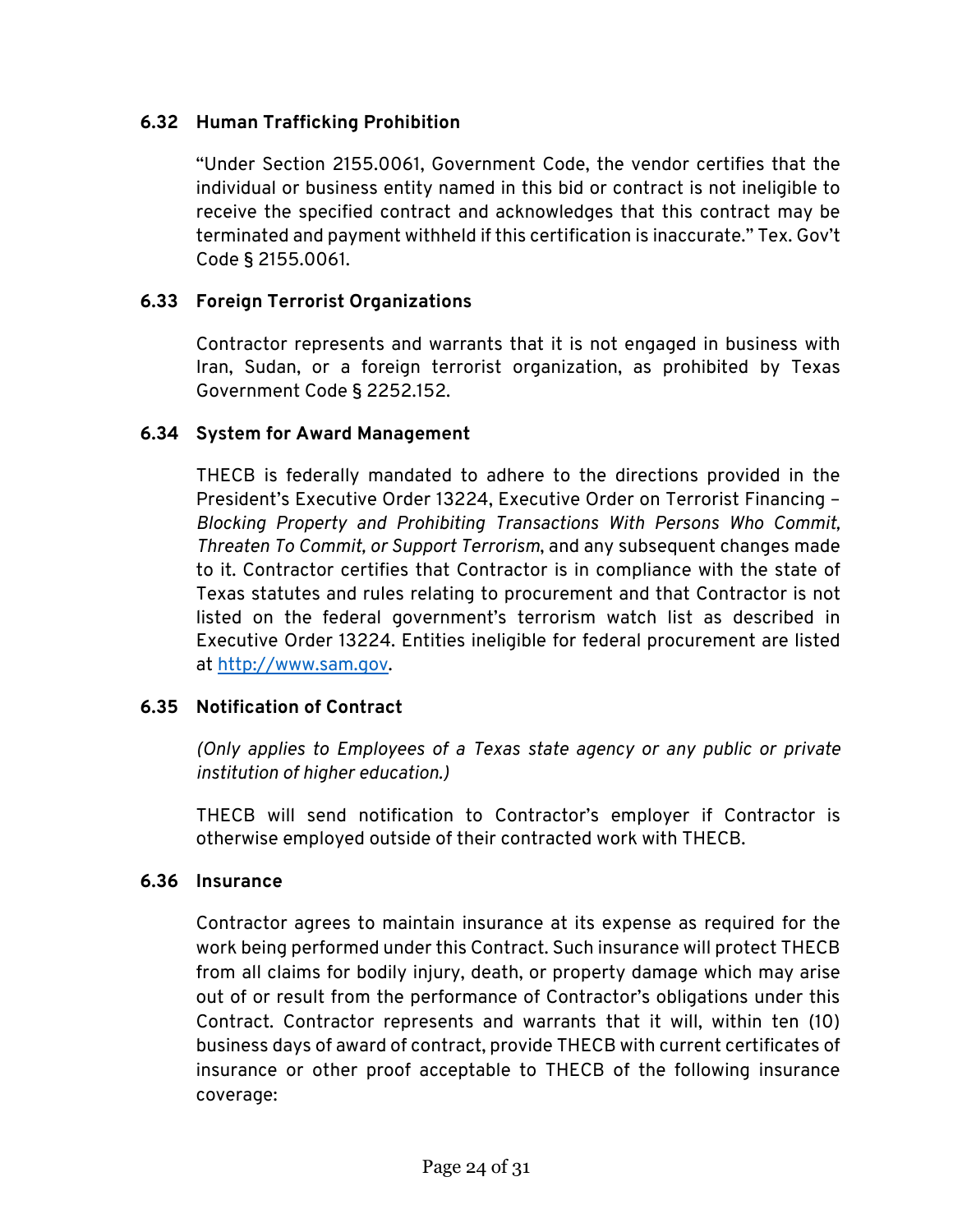### 6.32 Human Trafficking Prohibition

"Under Section 2155.0061, Government Code, the vendor certifies that the individual or business entity named in this bid or contract is not ineligible to receive the specified contract and acknowledges that this contract may be terminated and payment withheld if this certification is inaccurate." Tex. Gov't Code § 2155.0061.

### 6.33 Foreign Terrorist Organizations

Contractor represents and warrants that it is not engaged in business with Iran, Sudan, or a foreign terrorist organization, as prohibited by Texas Government Code § 2252.152.

### 6.34 System for Award Management

THECB is federally mandated to adhere to the directions provided in the President's Executive Order 13224, Executive Order on Terrorist Financing – *Blocking Property and Prohibiting Transactions With Persons Who Commit, Threaten To Commit, or Support Terrorism*, and any subsequent changes made to it. Contractor certifies that Contractor is in compliance with the state of Texas statutes and rules relating to procurement and that Contractor is not listed on the federal government's terrorism watch list as described in Executive Order 13224. Entities ineligible for federal procurement are listed at [http://www.sam.gov](http://www.sam.gov).

### 6.35 Notification of Contract

*(Only applies to Employees of a Texas state agency or any public or private institution of higher education.)*

THECB will send notification to Contractor's employer if Contractor is otherwise employed outside of their contracted work with THECB.

### 6.36 Insurance

Contractor agrees to maintain insurance at its expense as required for the work being performed under this Contract. Such insurance will protect THECB from all claims for bodily injury, death, or property damage which may arise out of or result from the performance of Contractor's obligations under this Contract. Contractor represents and warrants that it will, within ten (10) business days of award of contract, provide THECB with current certificates of insurance or other proof acceptable to THECB of the following insurance coverage: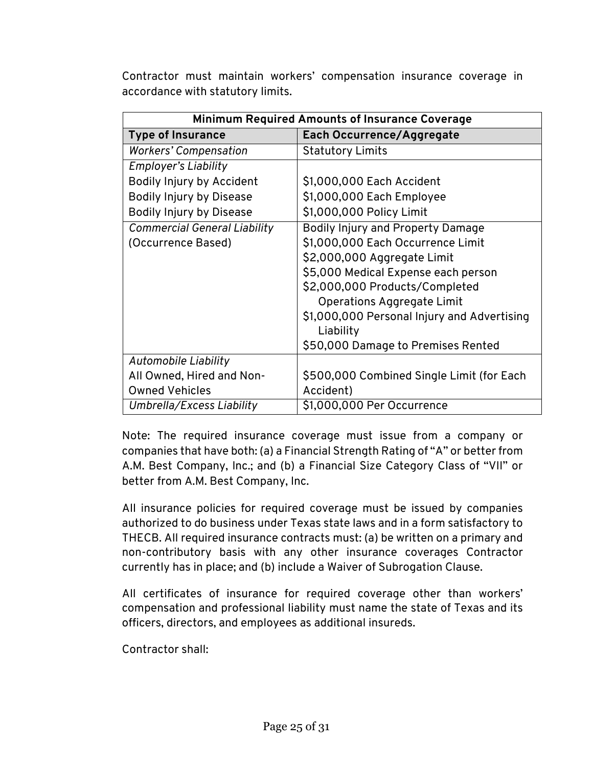Contractor must maintain workers' compensation insurance coverage in accordance with statutory limits.

| Minimum Required Amounts of Insurance Coverage | |
|---|---|
| **Type of Insurance** | **Each Occurrence/Aggregate** |
| *Workers' Compensation* | Statutory Limits |
| *Employer's Liability*<br>Bodily Injury by Accident<br>Bodily Injury by Disease<br>Bodily Injury by Disease | <br>$1,000,000 Each Accident<br>$1,000,000 Each Employee<br>$1,000,000 Policy Limit |
| *Commercial General Liability*<br>(Occurrence Based) | Bodily Injury and Property Damage<br>$1,000,000 Each Occurrence Limit<br>$2,000,000 Aggregate Limit<br>$5,000 Medical Expense each person<br>$2,000,000 Products/Completed Operations Aggregate Limit<br>$1,000,000 Personal Injury and Advertising Liability<br>$50,000 Damage to Premises Rented |
| *Automobile Liability*<br>All Owned, Hired and Non-Owned Vehicles | <br>$500,000 Combined Single Limit (for Each Accident) |
| *Umbrella/Excess Liability* | $1,000,000 Per Occurrence |

Note: The required insurance coverage must issue from a company or companies that have both: (a) a Financial Strength Rating of "A" or better from A.M. Best Company, Inc.; and (b) a Financial Size Category Class of "VII" or better from A.M. Best Company, Inc.

All insurance policies for required coverage must be issued by companies authorized to do business under Texas state laws and in a form satisfactory to THECB. All required insurance contracts must: (a) be written on a primary and non-contributory basis with any other insurance coverages Contractor currently has in place; and (b) include a Waiver of Subrogation Clause.

All certificates of insurance for required coverage other than workers' compensation and professional liability must name the state of Texas and its officers, directors, and employees as additional insureds.

Contractor shall: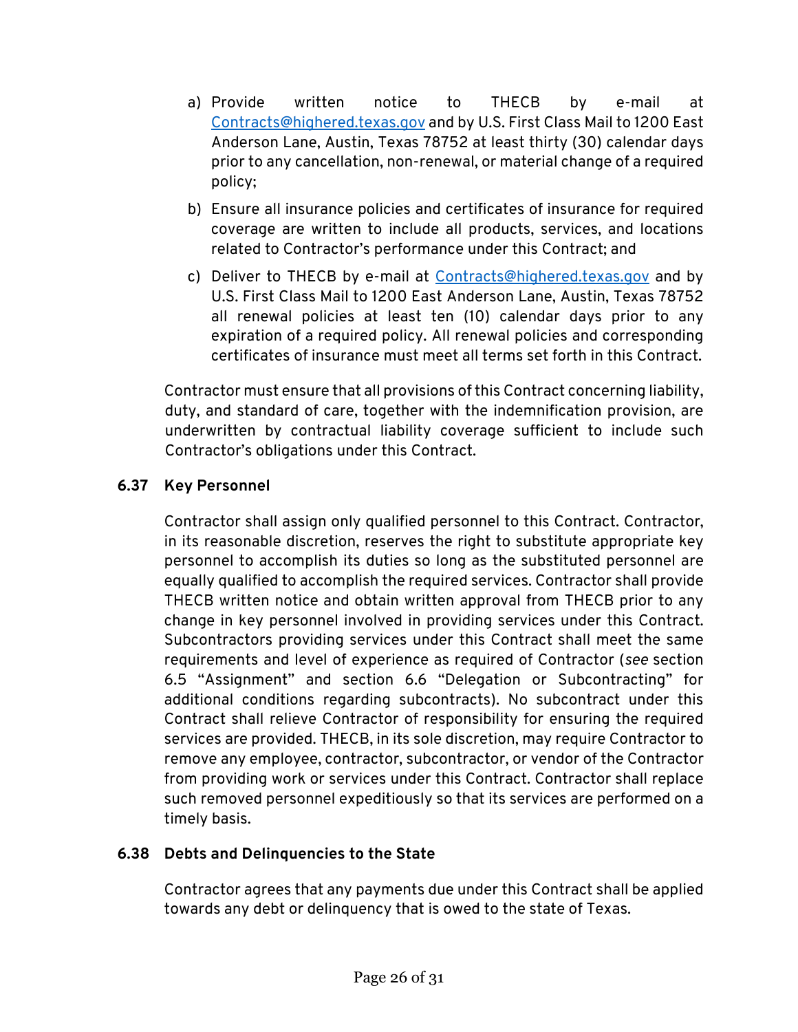a) Provide written notice to THECB by e-mail at Contracts@highered.texas.gov and by U.S. First Class Mail to 1200 East Anderson Lane, Austin, Texas 78752 at least thirty (30) calendar days prior to any cancellation, non-renewal, or material change of a required policy;

b) Ensure all insurance policies and certificates of insurance for required coverage are written to include all products, services, and locations related to Contractor's performance under this Contract; and

c) Deliver to THECB by e-mail at Contracts@highered.texas.gov and by U.S. First Class Mail to 1200 East Anderson Lane, Austin, Texas 78752 all renewal policies at least ten (10) calendar days prior to any expiration of a required policy. All renewal policies and corresponding certificates of insurance must meet all terms set forth in this Contract.

Contractor must ensure that all provisions of this Contract concerning liability, duty, and standard of care, together with the indemnification provision, are underwritten by contractual liability coverage sufficient to include such Contractor's obligations under this Contract.

### 6.37 Key Personnel

Contractor shall assign only qualified personnel to this Contract. Contractor, in its reasonable discretion, reserves the right to substitute appropriate key personnel to accomplish its duties so long as the substituted personnel are equally qualified to accomplish the required services. Contractor shall provide THECB written notice and obtain written approval from THECB prior to any change in key personnel involved in providing services under this Contract. Subcontractors providing services under this Contract shall meet the same requirements and level of experience as required of Contractor (*see* section 6.5 "Assignment" and section 6.6 "Delegation or Subcontracting" for additional conditions regarding subcontracts). No subcontract under this Contract shall relieve Contractor of responsibility for ensuring the required services are provided. THECB, in its sole discretion, may require Contractor to remove any employee, contractor, subcontractor, or vendor of the Contractor from providing work or services under this Contract. Contractor shall replace such removed personnel expeditiously so that its services are performed on a timely basis.

### 6.38 Debts and Delinquencies to the State

Contractor agrees that any payments due under this Contract shall be applied towards any debt or delinquency that is owed to the state of Texas.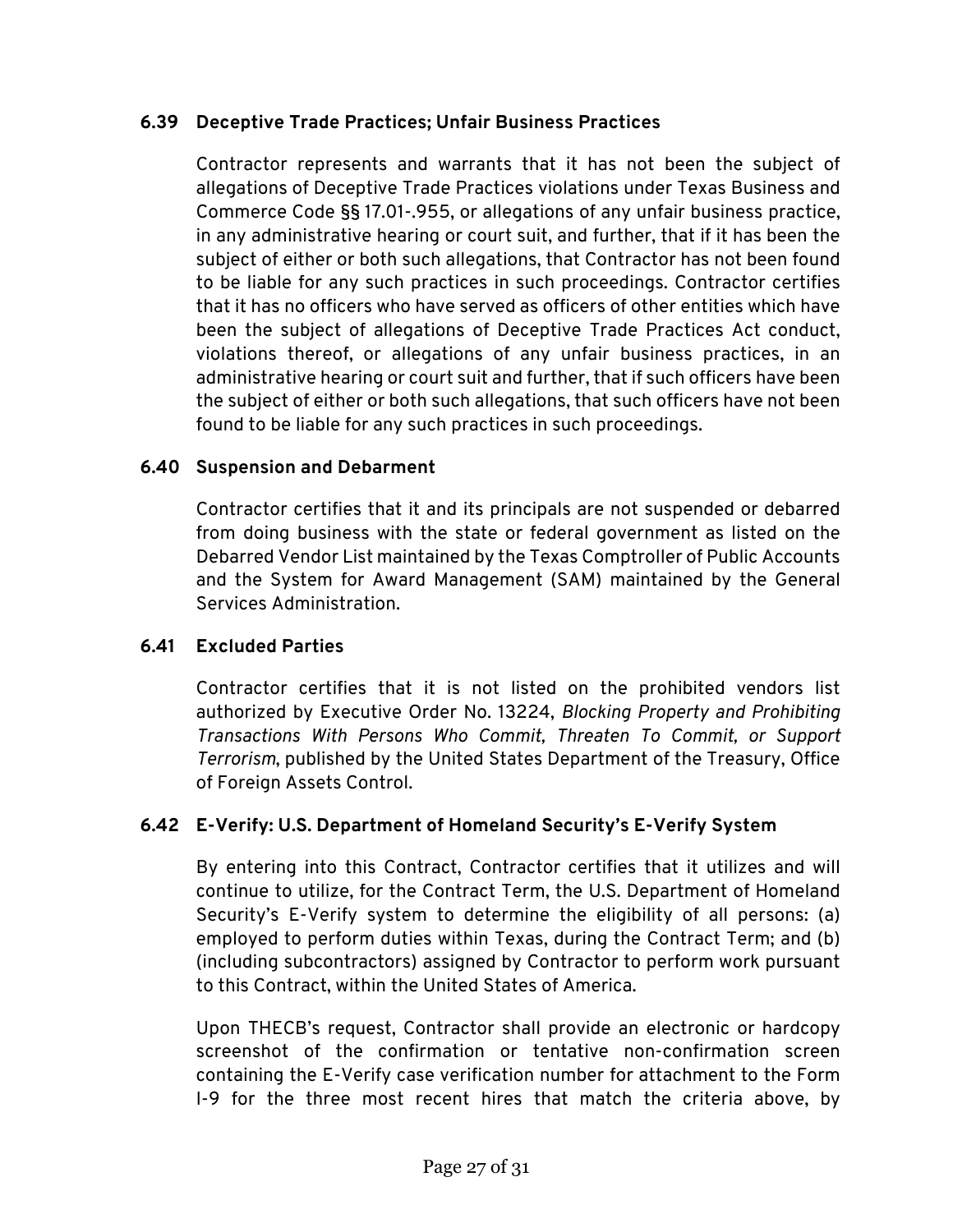### 6.39 Deceptive Trade Practices; Unfair Business Practices

Contractor represents and warrants that it has not been the subject of allegations of Deceptive Trade Practices violations under Texas Business and Commerce Code §§ 17.01-.955, or allegations of any unfair business practice, in any administrative hearing or court suit, and further, that if it has been the subject of either or both such allegations, that Contractor has not been found to be liable for any such practices in such proceedings. Contractor certifies that it has no officers who have served as officers of other entities which have been the subject of allegations of Deceptive Trade Practices Act conduct, violations thereof, or allegations of any unfair business practices, in an administrative hearing or court suit and further, that if such officers have been the subject of either or both such allegations, that such officers have not been found to be liable for any such practices in such proceedings.

### 6.40 Suspension and Debarment

Contractor certifies that it and its principals are not suspended or debarred from doing business with the state or federal government as listed on the Debarred Vendor List maintained by the Texas Comptroller of Public Accounts and the System for Award Management (SAM) maintained by the General Services Administration.

### 6.41 Excluded Parties

Contractor certifies that it is not listed on the prohibited vendors list authorized by Executive Order No. 13224, *Blocking Property and Prohibiting Transactions With Persons Who Commit, Threaten To Commit, or Support Terrorism*, published by the United States Department of the Treasury, Office of Foreign Assets Control.

### 6.42 E-Verify: U.S. Department of Homeland Security's E-Verify System

By entering into this Contract, Contractor certifies that it utilizes and will continue to utilize, for the Contract Term, the U.S. Department of Homeland Security's E-Verify system to determine the eligibility of all persons: (a) employed to perform duties within Texas, during the Contract Term; and (b) (including subcontractors) assigned by Contractor to perform work pursuant to this Contract, within the United States of America.

Upon THECB's request, Contractor shall provide an electronic or hardcopy screenshot of the confirmation or tentative non-confirmation screen containing the E-Verify case verification number for attachment to the Form I-9 for the three most recent hires that match the criteria above, by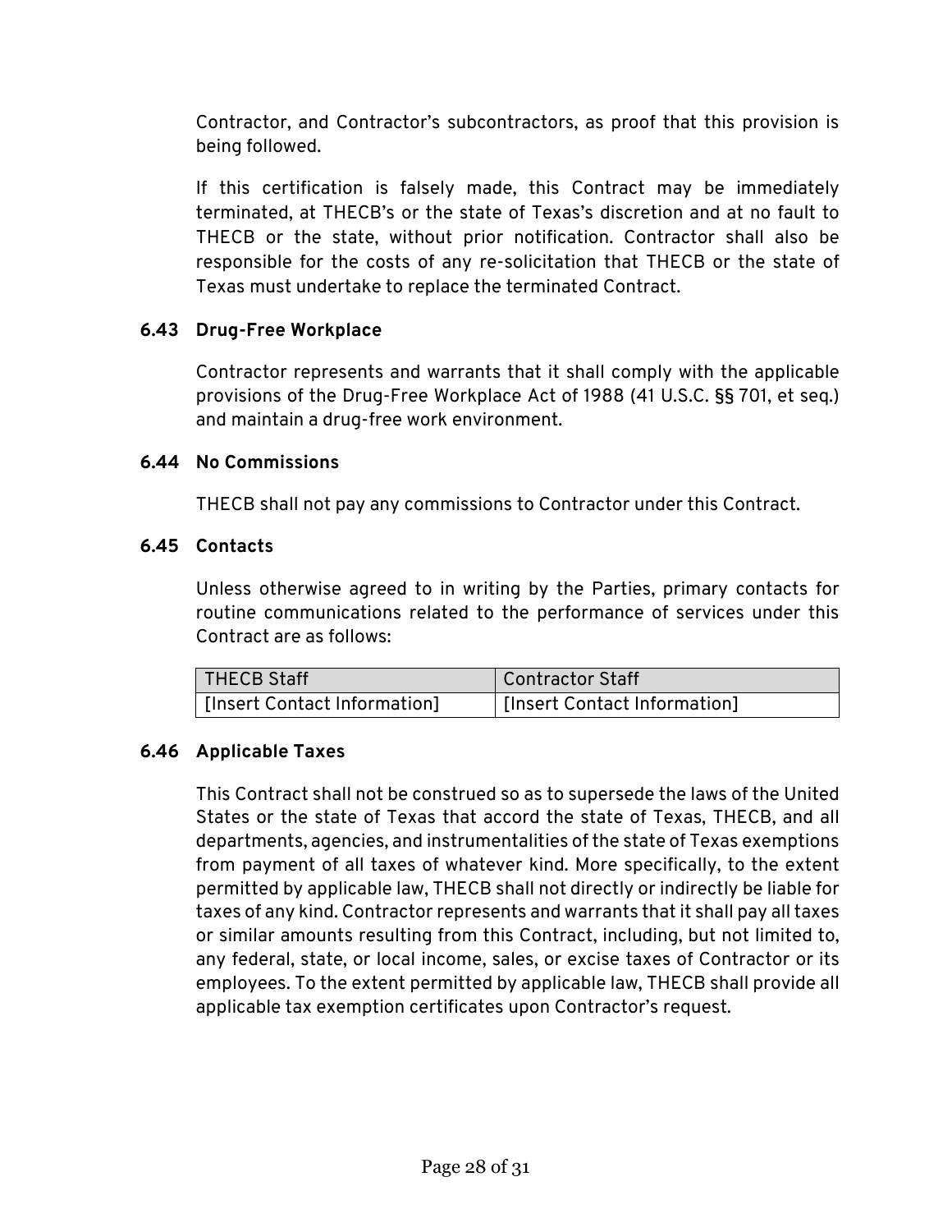Contractor, and Contractor's subcontractors, as proof that this provision is being followed.

If this certification is falsely made, this Contract may be immediately terminated, at THECB's or the state of Texas's discretion and at no fault to THECB or the state, without prior notification. Contractor shall also be responsible for the costs of any re-solicitation that THECB or the state of Texas must undertake to replace the terminated Contract.

### 6.43 Drug-Free Workplace

Contractor represents and warrants that it shall comply with the applicable provisions of the Drug-Free Workplace Act of 1988 (41 U.S.C. §§ 701, et seq.) and maintain a drug-free work environment.

### 6.44 No Commissions

THECB shall not pay any commissions to Contractor under this Contract.

### 6.45 Contacts

Unless otherwise agreed to in writing by the Parties, primary contacts for routine communications related to the performance of services under this Contract are as follows:

| THECB Staff | Contractor Staff |
| --- | --- |
| [Insert Contact Information] | [Insert Contact Information] |

### 6.46 Applicable Taxes

This Contract shall not be construed so as to supersede the laws of the United States or the state of Texas that accord the state of Texas, THECB, and all departments, agencies, and instrumentalities of the state of Texas exemptions from payment of all taxes of whatever kind. More specifically, to the extent permitted by applicable law, THECB shall not directly or indirectly be liable for taxes of any kind. Contractor represents and warrants that it shall pay all taxes or similar amounts resulting from this Contract, including, but not limited to, any federal, state, or local income, sales, or excise taxes of Contractor or its employees. To the extent permitted by applicable law, THECB shall provide all applicable tax exemption certificates upon Contractor's request.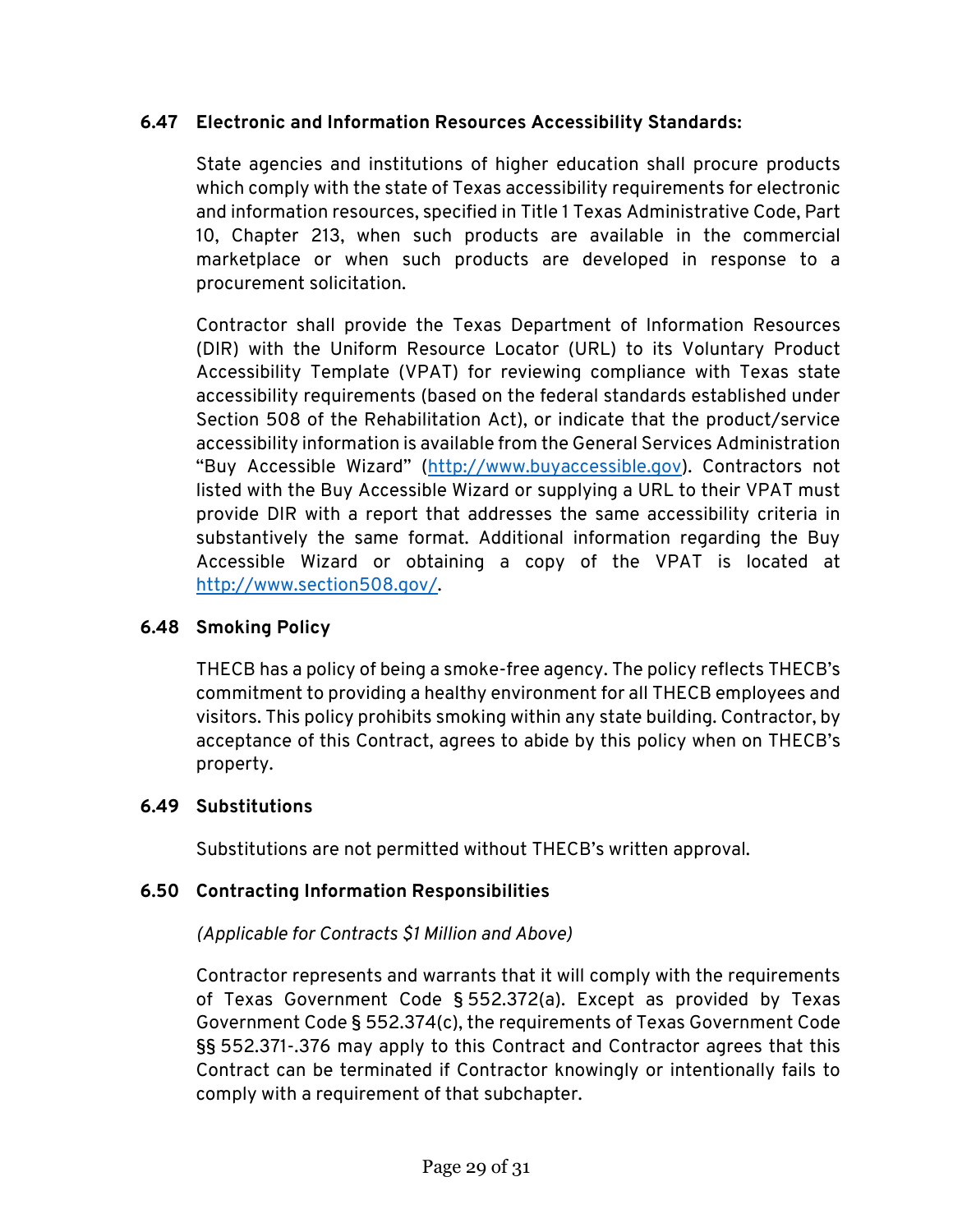### 6.47 Electronic and Information Resources Accessibility Standards:

State agencies and institutions of higher education shall procure products which comply with the state of Texas accessibility requirements for electronic and information resources, specified in Title 1 Texas Administrative Code, Part 10, Chapter 213, when such products are available in the commercial marketplace or when such products are developed in response to a procurement solicitation.

Contractor shall provide the Texas Department of Information Resources (DIR) with the Uniform Resource Locator (URL) to its Voluntary Product Accessibility Template (VPAT) for reviewing compliance with Texas state accessibility requirements (based on the federal standards established under Section 508 of the Rehabilitation Act), or indicate that the product/service accessibility information is available from the General Services Administration "Buy Accessible Wizard" (http://www.buyaccessible.gov). Contractors not listed with the Buy Accessible Wizard or supplying a URL to their VPAT must provide DIR with a report that addresses the same accessibility criteria in substantively the same format. Additional information regarding the Buy Accessible Wizard or obtaining a copy of the VPAT is located at http://www.section508.gov/.

### 6.48 Smoking Policy

THECB has a policy of being a smoke-free agency. The policy reflects THECB's commitment to providing a healthy environment for all THECB employees and visitors. This policy prohibits smoking within any state building. Contractor, by acceptance of this Contract, agrees to abide by this policy when on THECB's property.

### 6.49 Substitutions

Substitutions are not permitted without THECB's written approval.

### 6.50 Contracting Information Responsibilities

*(Applicable for Contracts $1 Million and Above)*

Contractor represents and warrants that it will comply with the requirements of Texas Government Code § 552.372(a). Except as provided by Texas Government Code § 552.374(c), the requirements of Texas Government Code §§ 552.371-.376 may apply to this Contract and Contractor agrees that this Contract can be terminated if Contractor knowingly or intentionally fails to comply with a requirement of that subchapter.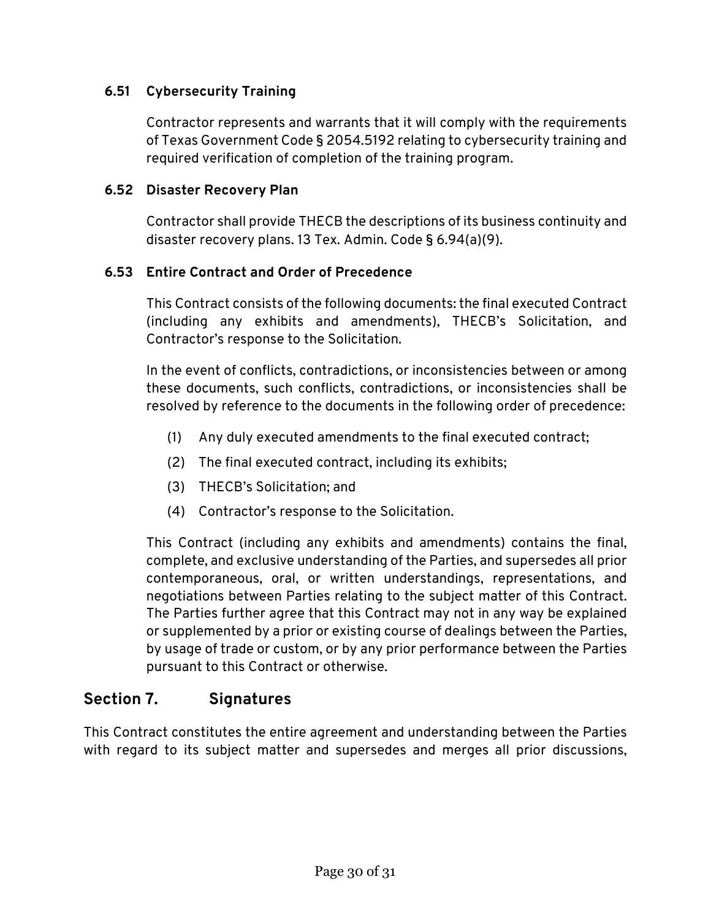### 6.51 Cybersecurity Training

Contractor represents and warrants that it will comply with the requirements of Texas Government Code § 2054.5192 relating to cybersecurity training and required verification of completion of the training program.

### 6.52 Disaster Recovery Plan

Contractor shall provide THECB the descriptions of its business continuity and disaster recovery plans. 13 Tex. Admin. Code § 6.94(a)(9).

### 6.53 Entire Contract and Order of Precedence

This Contract consists of the following documents: the final executed Contract (including any exhibits and amendments), THECB's Solicitation, and Contractor's response to the Solicitation.

In the event of conflicts, contradictions, or inconsistencies between or among these documents, such conflicts, contradictions, or inconsistencies shall be resolved by reference to the documents in the following order of precedence:

(1) Any duly executed amendments to the final executed contract;

(2) The final executed contract, including its exhibits;

(3) THECB's Solicitation; and

(4) Contractor's response to the Solicitation.

This Contract (including any exhibits and amendments) contains the final, complete, and exclusive understanding of the Parties, and supersedes all prior contemporaneous, oral, or written understandings, representations, and negotiations between Parties relating to the subject matter of this Contract. The Parties further agree that this Contract may not in any way be explained or supplemented by a prior or existing course of dealings between the Parties, by usage of trade or custom, or by any prior performance between the Parties pursuant to this Contract or otherwise.

## Section 7. Signatures

This Contract constitutes the entire agreement and understanding between the Parties with regard to its subject matter and supersedes and merges all prior discussions,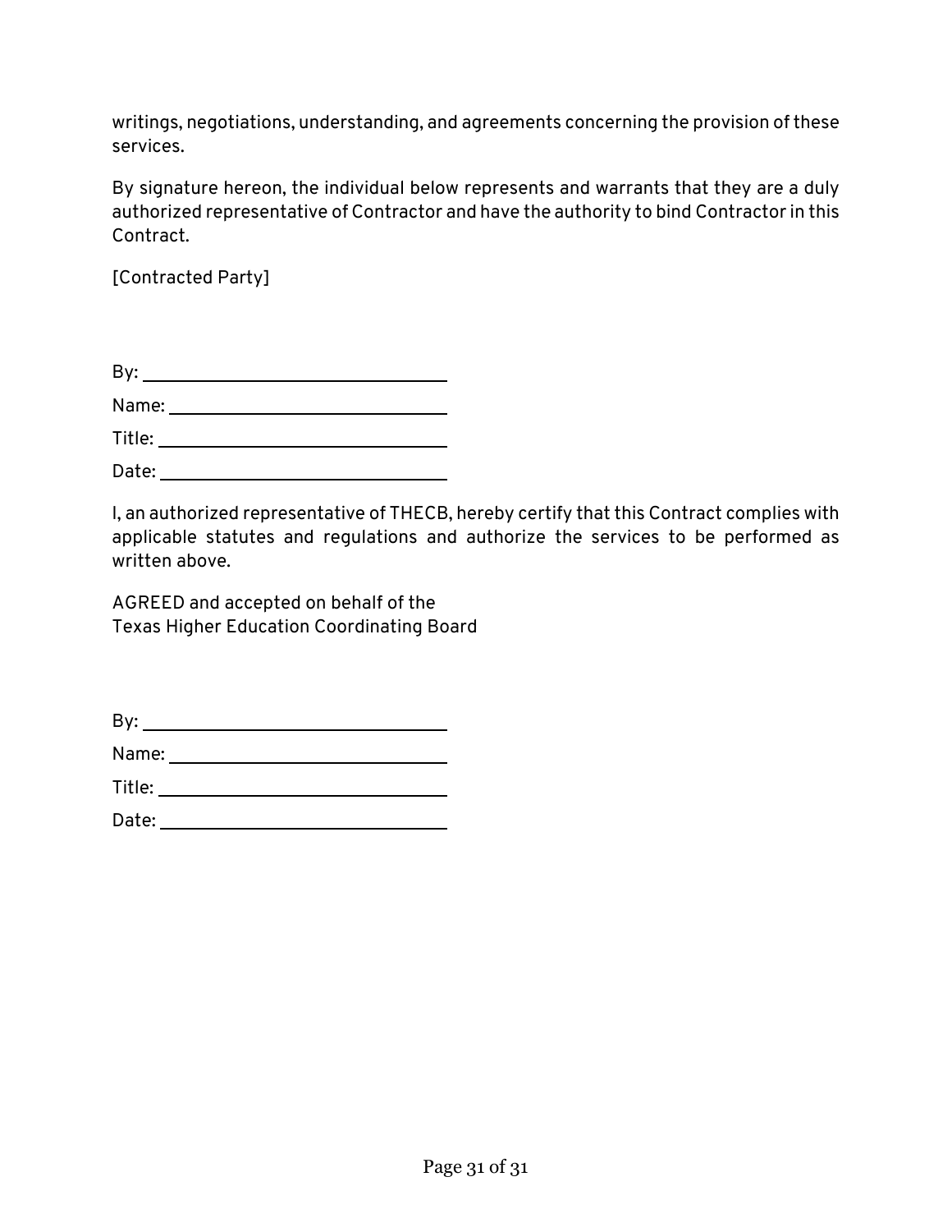writings, negotiations, understanding, and agreements concerning the provision of these services.

By signature hereon, the individual below represents and warrants that they are a duly authorized representative of Contractor and have the authority to bind Contractor in this Contract.

[Contracted Party]

By: ______________________________

Name: ______________________________

Title: ______________________________

Date: ______________________________

I, an authorized representative of THECB, hereby certify that this Contract complies with applicable statutes and regulations and authorize the services to be performed as written above.

AGREED and accepted on behalf of the
Texas Higher Education Coordinating Board

By: ______________________________

Name: ______________________________

Title: ______________________________

Date: ______________________________